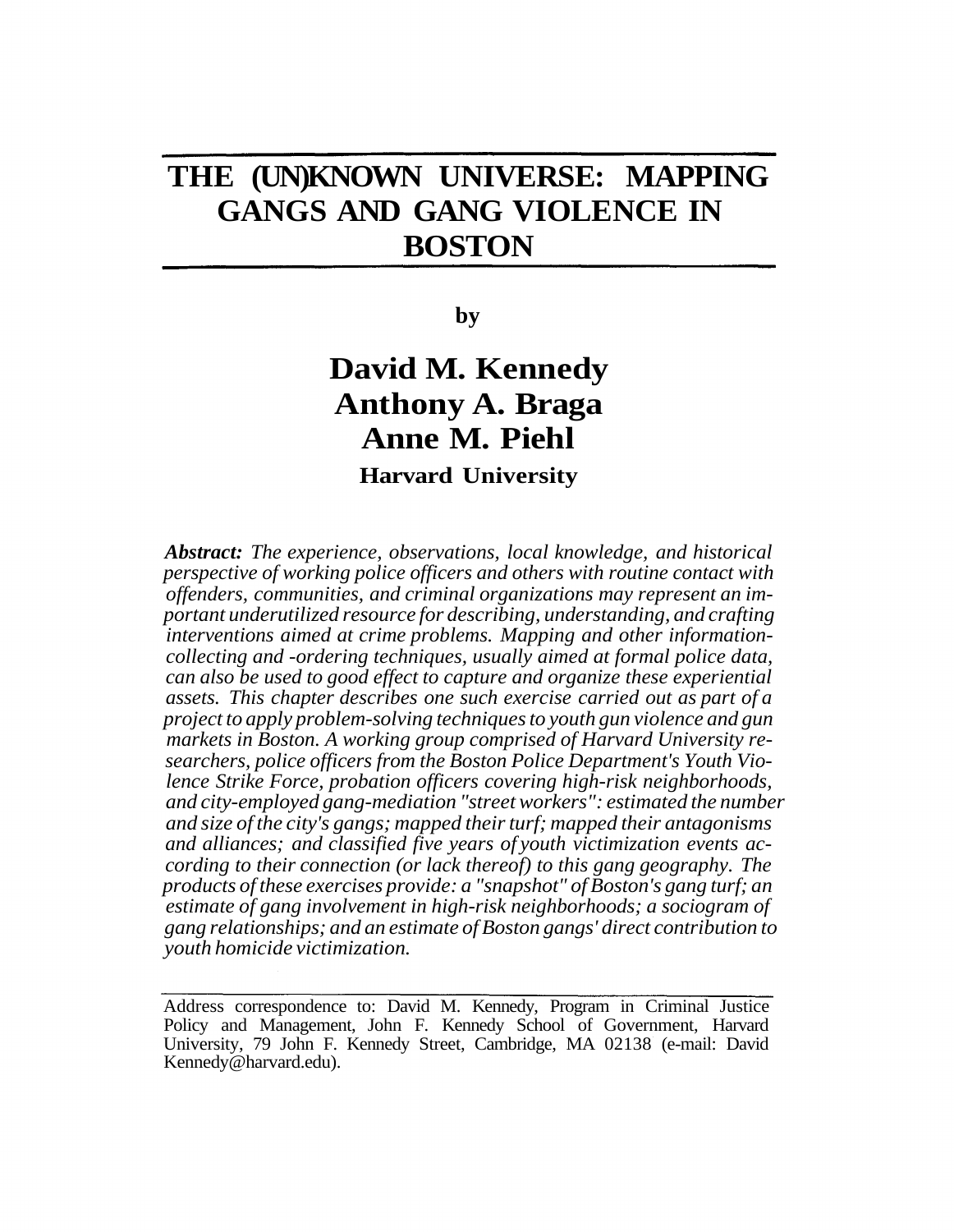# THE (UN)KNOWN UNIVERSE: MAPPING GANGS AND GANG VIOLENCE IN BOSTON

**by**

## David M. Kennedy
## Anthony A. Braga
## Anne M. Piehl

**Harvard University**

***Abstract:*** *The experience, observations, local knowledge, and historical perspective of working police officers and others with routine contact with offenders, communities, and criminal organizations may represent an important underutilized resource for describing, understanding, and crafting interventions aimed at crime problems. Mapping and other information-collecting and -ordering techniques, usually aimed at formal police data, can also be used to good effect to capture and organize these experiential assets. This chapter describes one such exercise carried out as part of a project to apply problem-solving techniques to youth gun violence and gun markets in Boston. A working group comprised of Harvard University researchers, police officers from the Boston Police Department's Youth Violence Strike Force, probation officers covering high-risk neighborhoods, and city-employed gang-mediation "street workers": estimated the number and size of the city's gangs; mapped their turf; mapped their antagonisms and alliances; and classified five years of youth victimization events according to their connection (or lack thereof) to this gang geography. The products of these exercises provide: a "snapshot" of Boston's gang turf; an estimate of gang involvement in high-risk neighborhoods; a sociogram of gang relationships; and an estimate of Boston gangs' direct contribution to youth homicide victimization.*

---

Address correspondence to: David M. Kennedy, Program in Criminal Justice Policy and Management, John F. Kennedy School of Government, Harvard University, 79 John F. Kennedy Street, Cambridge, MA 02138 (e-mail: David Kennedy@harvard.edu).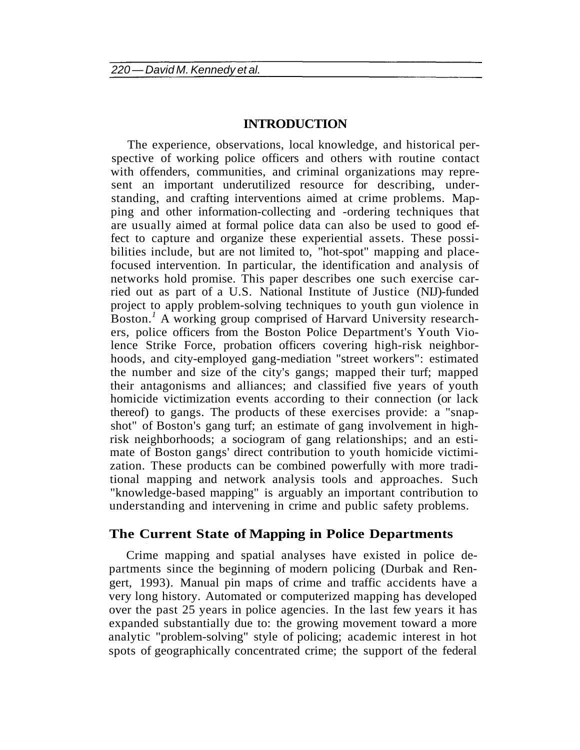## INTRODUCTION

The experience, observations, local knowledge, and historical perspective of working police officers and others with routine contact with offenders, communities, and criminal organizations may represent an important underutilized resource for describing, understanding, and crafting interventions aimed at crime problems. Mapping and other information-collecting and -ordering techniques that are usually aimed at formal police data can also be used to good effect to capture and organize these experiential assets. These possibilities include, but are not limited to, "hot-spot" mapping and place-focused intervention. In particular, the identification and analysis of networks hold promise. This paper describes one such exercise carried out as part of a U.S. National Institute of Justice (NIJ)-funded project to apply problem-solving techniques to youth gun violence in Boston.[1] A working group comprised of Harvard University researchers, police officers from the Boston Police Department's Youth Violence Strike Force, probation officers covering high-risk neighborhoods, and city-employed gang-mediation "street workers": estimated the number and size of the city's gangs; mapped their turf; mapped their antagonisms and alliances; and classified five years of youth homicide victimization events according to their connection (or lack thereof) to gangs. The products of these exercises provide: a "snapshot" of Boston's gang turf; an estimate of gang involvement in high-risk neighborhoods; a sociogram of gang relationships; and an estimate of Boston gangs' direct contribution to youth homicide victimization. These products can be combined powerfully with more traditional mapping and network analysis tools and approaches. Such "knowledge-based mapping" is arguably an important contribution to understanding and intervening in crime and public safety problems.

### The Current State of Mapping in Police Departments

Crime mapping and spatial analyses have existed in police departments since the beginning of modern policing (Durbak and Rengert, 1993). Manual pin maps of crime and traffic accidents have a very long history. Automated or computerized mapping has developed over the past 25 years in police agencies. In the last few years it has expanded substantially due to: the growing movement toward a more analytic "problem-solving" style of policing; academic interest in hot spots of geographically concentrated crime; the support of the federal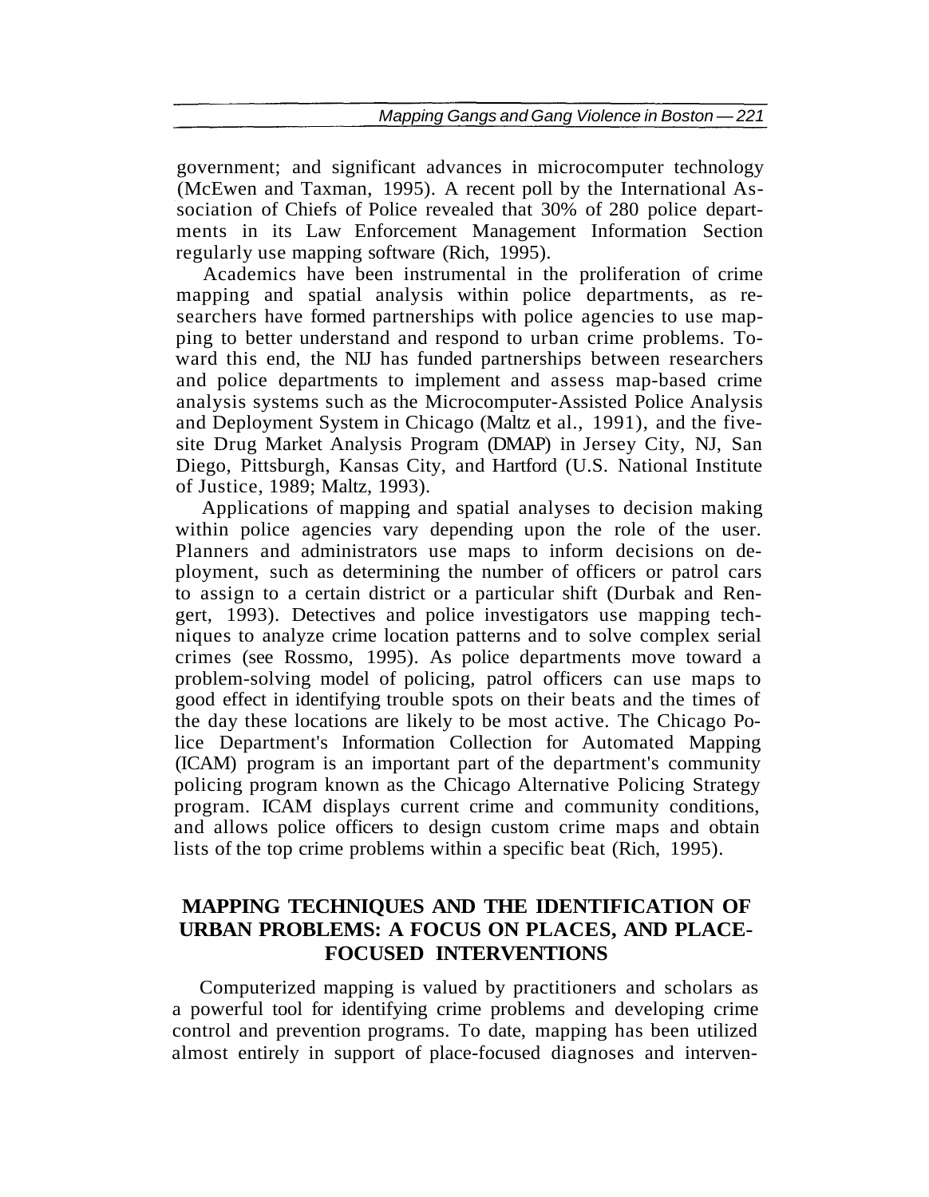government; and significant advances in microcomputer technology (McEwen and Taxman, 1995). A recent poll by the International Association of Chiefs of Police revealed that 30% of 280 police departments in its Law Enforcement Management Information Section regularly use mapping software (Rich, 1995).

Academics have been instrumental in the proliferation of crime mapping and spatial analysis within police departments, as researchers have formed partnerships with police agencies to use mapping to better understand and respond to urban crime problems. Toward this end, the NIJ has funded partnerships between researchers and police departments to implement and assess map-based crime analysis systems such as the Microcomputer-Assisted Police Analysis and Deployment System in Chicago (Maltz et al., 1991), and the five-site Drug Market Analysis Program (DMAP) in Jersey City, NJ, San Diego, Pittsburgh, Kansas City, and Hartford (U.S. National Institute of Justice, 1989; Maltz, 1993).

Applications of mapping and spatial analyses to decision making within police agencies vary depending upon the role of the user. Planners and administrators use maps to inform decisions on deployment, such as determining the number of officers or patrol cars to assign to a certain district or a particular shift (Durbak and Rengert, 1993). Detectives and police investigators use mapping techniques to analyze crime location patterns and to solve complex serial crimes (see Rossmo, 1995). As police departments move toward a problem-solving model of policing, patrol officers can use maps to good effect in identifying trouble spots on their beats and the times of the day these locations are likely to be most active. The Chicago Police Department's Information Collection for Automated Mapping (ICAM) program is an important part of the department's community policing program known as the Chicago Alternative Policing Strategy program. ICAM displays current crime and community conditions, and allows police officers to design custom crime maps and obtain lists of the top crime problems within a specific beat (Rich, 1995).

## MAPPING TECHNIQUES AND THE IDENTIFICATION OF URBAN PROBLEMS: A FOCUS ON PLACES, AND PLACE-FOCUSED INTERVENTIONS

Computerized mapping is valued by practitioners and scholars as a powerful tool for identifying crime problems and developing crime control and prevention programs. To date, mapping has been utilized almost entirely in support of place-focused diagnoses and interven-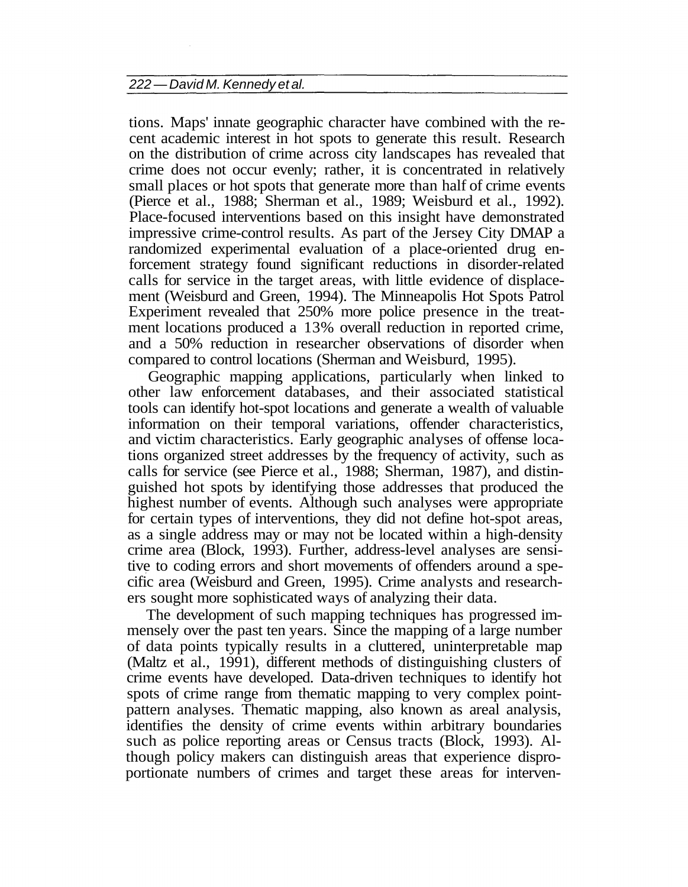tions. Maps' innate geographic character have combined with the recent academic interest in hot spots to generate this result. Research on the distribution of crime across city landscapes has revealed that crime does not occur evenly; rather, it is concentrated in relatively small places or hot spots that generate more than half of crime events (Pierce et al., 1988; Sherman et al., 1989; Weisburd et al., 1992). Place-focused interventions based on this insight have demonstrated impressive crime-control results. As part of the Jersey City DMAP a randomized experimental evaluation of a place-oriented drug enforcement strategy found significant reductions in disorder-related calls for service in the target areas, with little evidence of displacement (Weisburd and Green, 1994). The Minneapolis Hot Spots Patrol Experiment revealed that 250% more police presence in the treatment locations produced a 13% overall reduction in reported crime, and a 50% reduction in researcher observations of disorder when compared to control locations (Sherman and Weisburd, 1995).

Geographic mapping applications, particularly when linked to other law enforcement databases, and their associated statistical tools can identify hot-spot locations and generate a wealth of valuable information on their temporal variations, offender characteristics, and victim characteristics. Early geographic analyses of offense locations organized street addresses by the frequency of activity, such as calls for service (see Pierce et al., 1988; Sherman, 1987), and distinguished hot spots by identifying those addresses that produced the highest number of events. Although such analyses were appropriate for certain types of interventions, they did not define hot-spot areas, as a single address may or may not be located within a high-density crime area (Block, 1993). Further, address-level analyses are sensitive to coding errors and short movements of offenders around a specific area (Weisburd and Green, 1995). Crime analysts and researchers sought more sophisticated ways of analyzing their data.

The development of such mapping techniques has progressed immensely over the past ten years. Since the mapping of a large number of data points typically results in a cluttered, uninterpretable map (Maltz et al., 1991), different methods of distinguishing clusters of crime events have developed. Data-driven techniques to identify hot spots of crime range from thematic mapping to very complex point-pattern analyses. Thematic mapping, also known as areal analysis, identifies the density of crime events within arbitrary boundaries such as police reporting areas or Census tracts (Block, 1993). Although policy makers can distinguish areas that experience disproportionate numbers of crimes and target these areas for interven-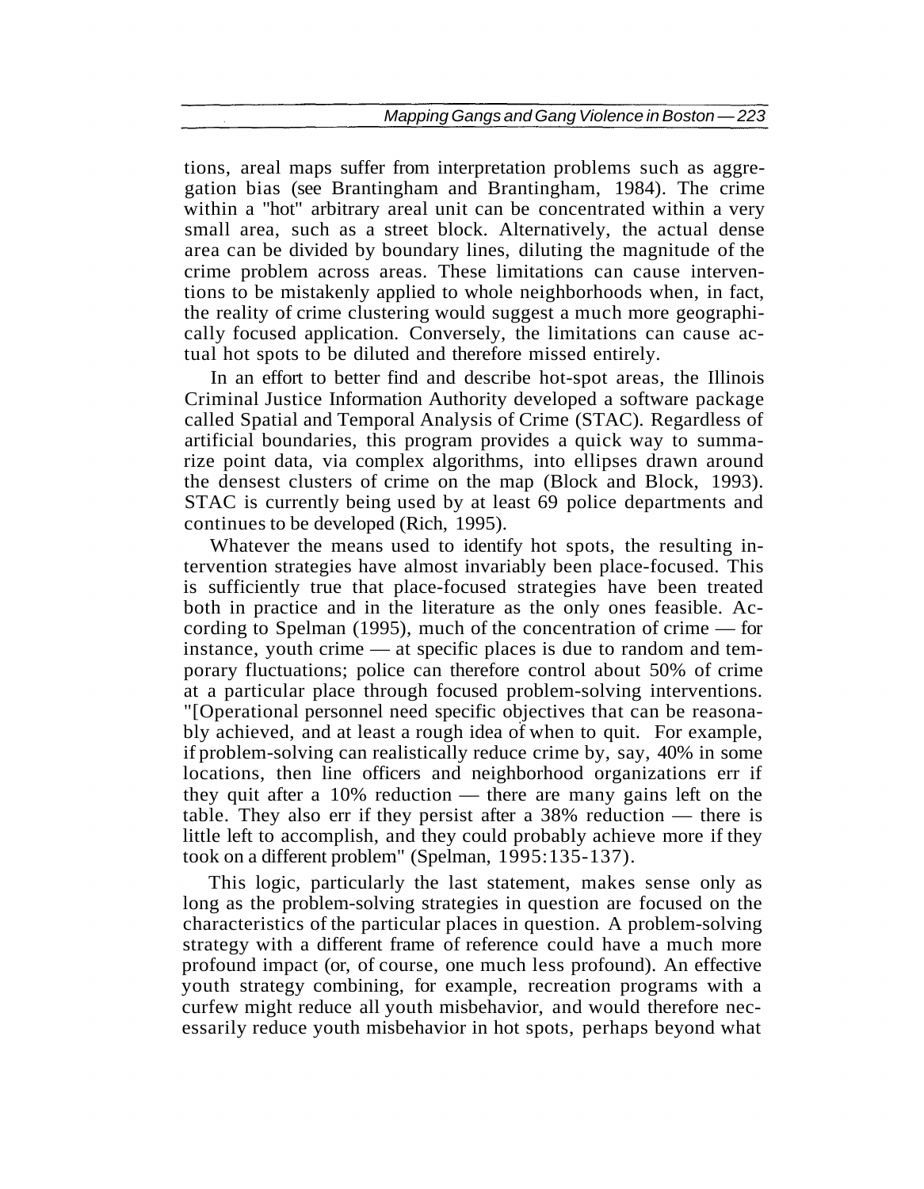tions, areal maps suffer from interpretation problems such as aggregation bias (see Brantingham and Brantingham, 1984). The crime within a "hot" arbitrary areal unit can be concentrated within a very small area, such as a street block. Alternatively, the actual dense area can be divided by boundary lines, diluting the magnitude of the crime problem across areas. These limitations can cause interventions to be mistakenly applied to whole neighborhoods when, in fact, the reality of crime clustering would suggest a much more geographically focused application. Conversely, the limitations can cause actual hot spots to be diluted and therefore missed entirely.

In an effort to better find and describe hot-spot areas, the Illinois Criminal Justice Information Authority developed a software package called Spatial and Temporal Analysis of Crime (STAC). Regardless of artificial boundaries, this program provides a quick way to summarize point data, via complex algorithms, into ellipses drawn around the densest clusters of crime on the map (Block and Block, 1993). STAC is currently being used by at least 69 police departments and continues to be developed (Rich, 1995).

Whatever the means used to identify hot spots, the resulting intervention strategies have almost invariably been place-focused. This is sufficiently true that place-focused strategies have been treated both in practice and in the literature as the only ones feasible. According to Spelman (1995), much of the concentration of crime — for instance, youth crime — at specific places is due to random and temporary fluctuations; police can therefore control about 50% of crime at a particular place through focused problem-solving interventions. "[Operational personnel need specific objectives that can be reasonably achieved, and at least a rough idea of when to quit. For example, if problem-solving can realistically reduce crime by, say, 40% in some locations, then line officers and neighborhood organizations err if they quit after a 10% reduction — there are many gains left on the table. They also err if they persist after a 38% reduction — there is little left to accomplish, and they could probably achieve more if they took on a different problem" (Spelman, 1995:135-137).

This logic, particularly the last statement, makes sense only as long as the problem-solving strategies in question are focused on the characteristics of the particular places in question. A problem-solving strategy with a different frame of reference could have a much more profound impact (or, of course, one much less profound). An effective youth strategy combining, for example, recreation programs with a curfew might reduce all youth misbehavior, and would therefore necessarily reduce youth misbehavior in hot spots, perhaps beyond what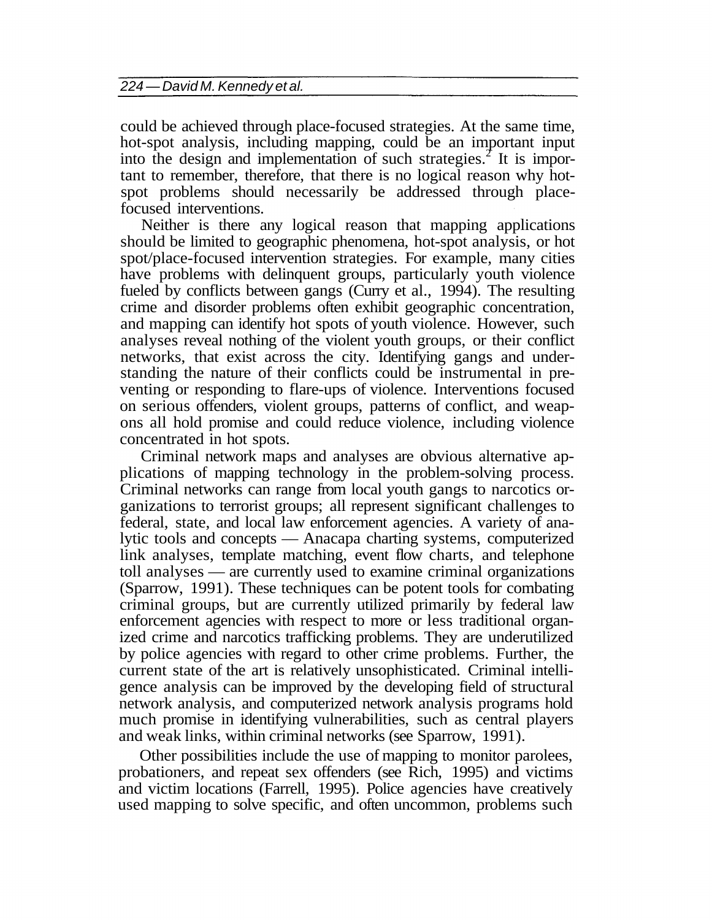could be achieved through place-focused strategies. At the same time, hot-spot analysis, including mapping, could be an important input into the design and implementation of such strategies.[2] It is important to remember, therefore, that there is no logical reason why hot-spot problems should necessarily be addressed through place-focused interventions.

Neither is there any logical reason that mapping applications should be limited to geographic phenomena, hot-spot analysis, or hot spot/place-focused intervention strategies. For example, many cities have problems with delinquent groups, particularly youth violence fueled by conflicts between gangs (Curry et al., 1994). The resulting crime and disorder problems often exhibit geographic concentration, and mapping can identify hot spots of youth violence. However, such analyses reveal nothing of the violent youth groups, or their conflict networks, that exist across the city. Identifying gangs and understanding the nature of their conflicts could be instrumental in preventing or responding to flare-ups of violence. Interventions focused on serious offenders, violent groups, patterns of conflict, and weapons all hold promise and could reduce violence, including violence concentrated in hot spots.

Criminal network maps and analyses are obvious alternative applications of mapping technology in the problem-solving process. Criminal networks can range from local youth gangs to narcotics organizations to terrorist groups; all represent significant challenges to federal, state, and local law enforcement agencies. A variety of analytic tools and concepts — Anacapa charting systems, computerized link analyses, template matching, event flow charts, and telephone toll analyses — are currently used to examine criminal organizations (Sparrow, 1991). These techniques can be potent tools for combating criminal groups, but are currently utilized primarily by federal law enforcement agencies with respect to more or less traditional organized crime and narcotics trafficking problems. They are underutilized by police agencies with regard to other crime problems. Further, the current state of the art is relatively unsophisticated. Criminal intelligence analysis can be improved by the developing field of structural network analysis, and computerized network analysis programs hold much promise in identifying vulnerabilities, such as central players and weak links, within criminal networks (see Sparrow, 1991).

Other possibilities include the use of mapping to monitor parolees, probationers, and repeat sex offenders (see Rich, 1995) and victims and victim locations (Farrell, 1995). Police agencies have creatively used mapping to solve specific, and often uncommon, problems such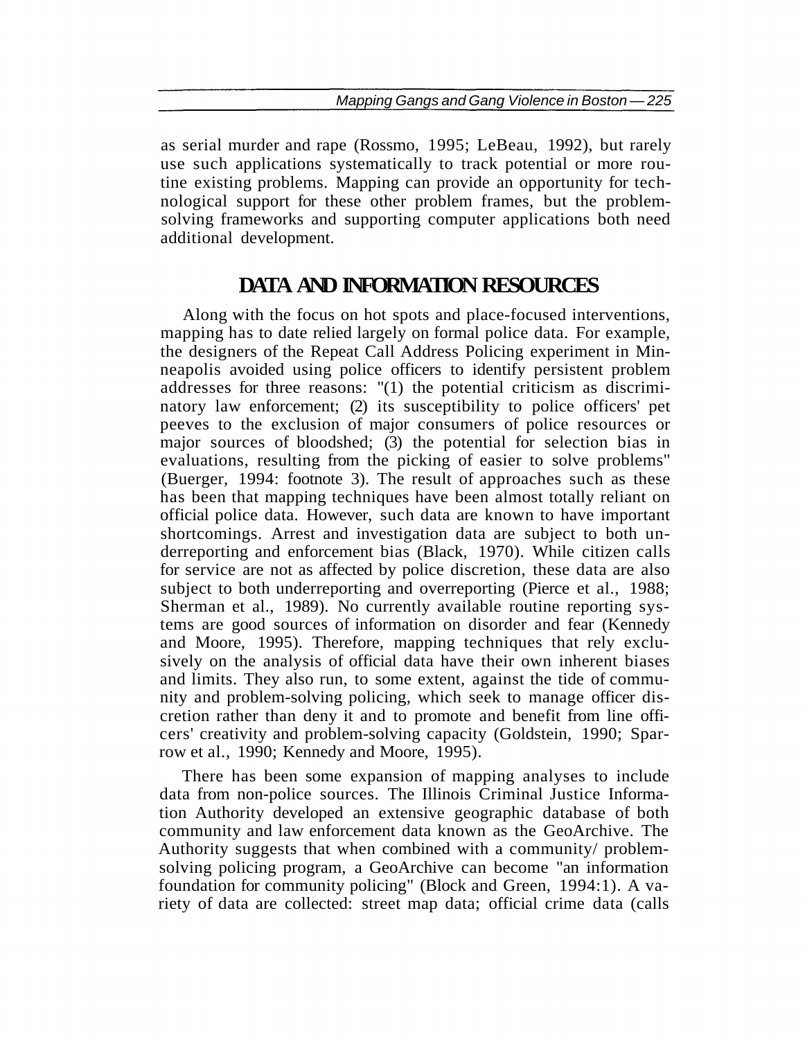as serial murder and rape (Rossmo, 1995; LeBeau, 1992), but rarely use such applications systematically to track potential or more routine existing problems. Mapping can provide an opportunity for technological support for these other problem frames, but the problem-solving frameworks and supporting computer applications both need additional development.

## DATA AND INFORMATION RESOURCES

Along with the focus on hot spots and place-focused interventions, mapping has to date relied largely on formal police data. For example, the designers of the Repeat Call Address Policing experiment in Minneapolis avoided using police officers to identify persistent problem addresses for three reasons: "(1) the potential criticism as discriminatory law enforcement; (2) its susceptibility to police officers' pet peeves to the exclusion of major consumers of police resources or major sources of bloodshed; (3) the potential for selection bias in evaluations, resulting from the picking of easier to solve problems" (Buerger, 1994: footnote 3). The result of approaches such as these has been that mapping techniques have been almost totally reliant on official police data. However, such data are known to have important shortcomings. Arrest and investigation data are subject to both underreporting and enforcement bias (Black, 1970). While citizen calls for service are not as affected by police discretion, these data are also subject to both underreporting and overreporting (Pierce et al., 1988; Sherman et al., 1989). No currently available routine reporting systems are good sources of information on disorder and fear (Kennedy and Moore, 1995). Therefore, mapping techniques that rely exclusively on the analysis of official data have their own inherent biases and limits. They also run, to some extent, against the tide of community and problem-solving policing, which seek to manage officer discretion rather than deny it and to promote and benefit from line officers' creativity and problem-solving capacity (Goldstein, 1990; Sparrow et al., 1990; Kennedy and Moore, 1995).

There has been some expansion of mapping analyses to include data from non-police sources. The Illinois Criminal Justice Information Authority developed an extensive geographic database of both community and law enforcement data known as the GeoArchive. The Authority suggests that when combined with a community/ problem-solving policing program, a GeoArchive can become "an information foundation for community policing" (Block and Green, 1994:1). A variety of data are collected: street map data; official crime data (calls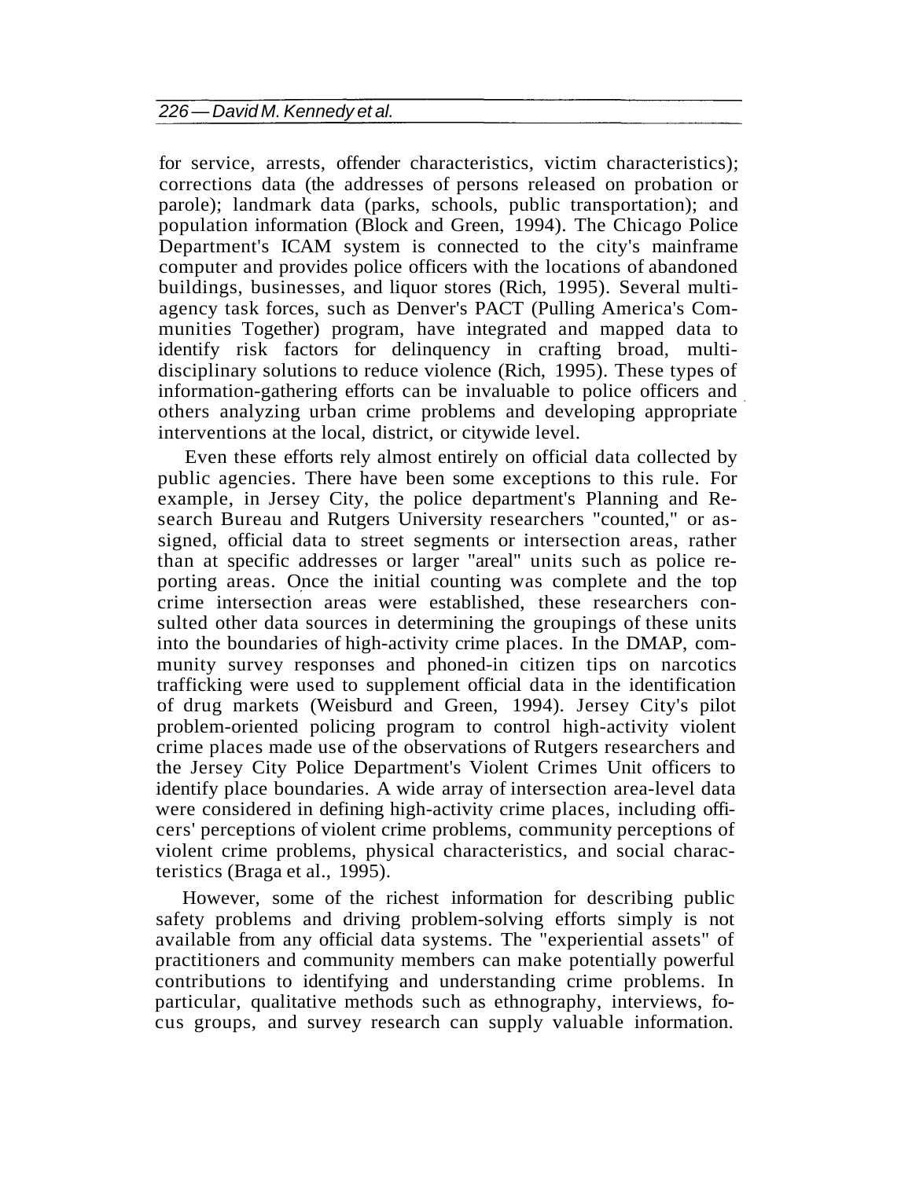for service, arrests, offender characteristics, victim characteristics); corrections data (the addresses of persons released on probation or parole); landmark data (parks, schools, public transportation); and population information (Block and Green, 1994). The Chicago Police Department's ICAM system is connected to the city's mainframe computer and provides police officers with the locations of abandoned buildings, businesses, and liquor stores (Rich, 1995). Several multi-agency task forces, such as Denver's PACT (Pulling America's Communities Together) program, have integrated and mapped data to identify risk factors for delinquency in crafting broad, multi-disciplinary solutions to reduce violence (Rich, 1995). These types of information-gathering efforts can be invaluable to police officers and others analyzing urban crime problems and developing appropriate interventions at the local, district, or citywide level.

Even these efforts rely almost entirely on official data collected by public agencies. There have been some exceptions to this rule. For example, in Jersey City, the police department's Planning and Research Bureau and Rutgers University researchers "counted," or assigned, official data to street segments or intersection areas, rather than at specific addresses or larger "areal" units such as police reporting areas. Once the initial counting was complete and the top crime intersection areas were established, these researchers consulted other data sources in determining the groupings of these units into the boundaries of high-activity crime places. In the DMAP, community survey responses and phoned-in citizen tips on narcotics trafficking were used to supplement official data in the identification of drug markets (Weisburd and Green, 1994). Jersey City's pilot problem-oriented policing program to control high-activity violent crime places made use of the observations of Rutgers researchers and the Jersey City Police Department's Violent Crimes Unit officers to identify place boundaries. A wide array of intersection area-level data were considered in defining high-activity crime places, including officers' perceptions of violent crime problems, community perceptions of violent crime problems, physical characteristics, and social characteristics (Braga et al., 1995).

However, some of the richest information for describing public safety problems and driving problem-solving efforts simply is not available from any official data systems. The "experiential assets" of practitioners and community members can make potentially powerful contributions to identifying and understanding crime problems. In particular, qualitative methods such as ethnography, interviews, focus groups, and survey research can supply valuable information.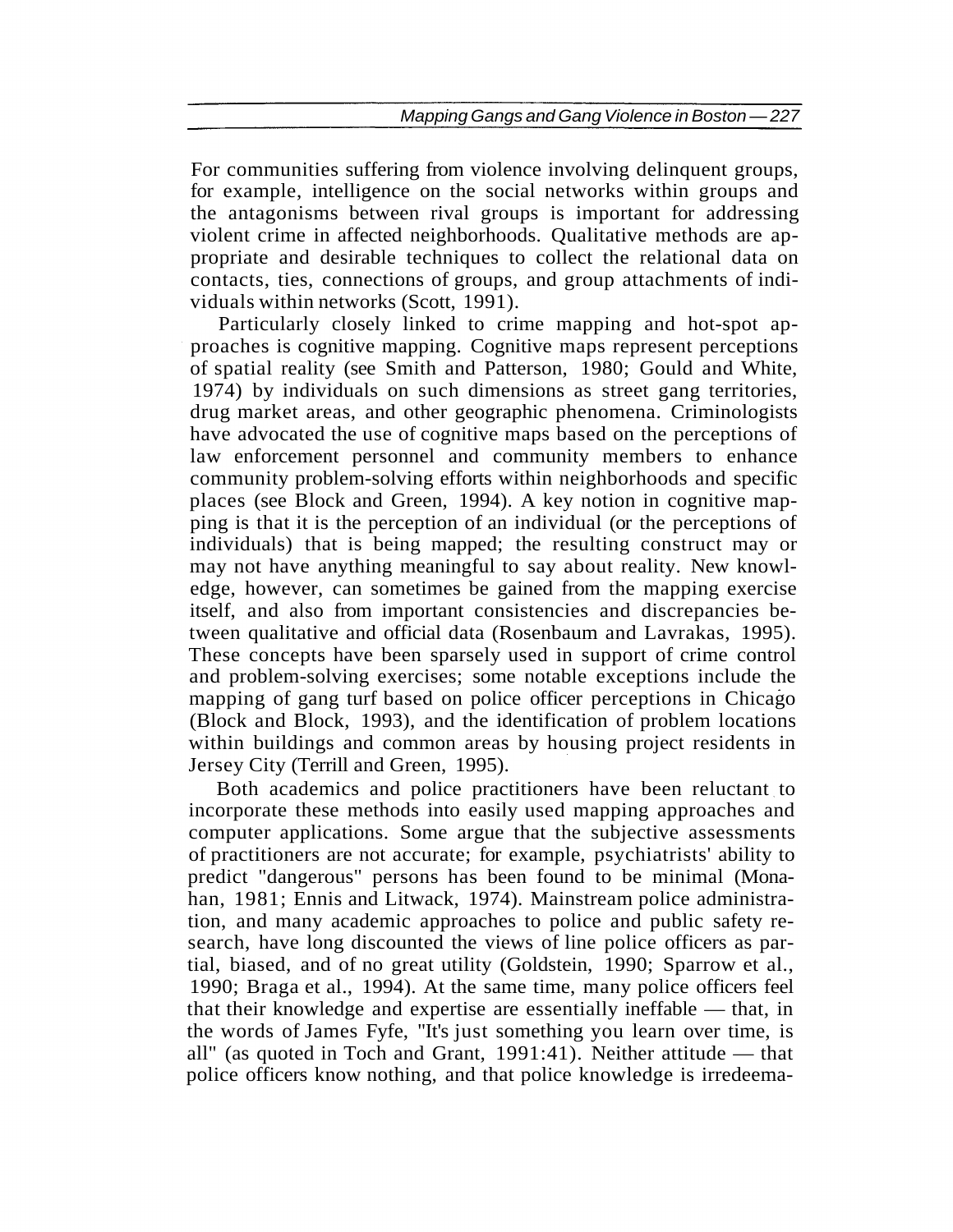For communities suffering from violence involving delinquent groups, for example, intelligence on the social networks within groups and the antagonisms between rival groups is important for addressing violent crime in affected neighborhoods. Qualitative methods are appropriate and desirable techniques to collect the relational data on contacts, ties, connections of groups, and group attachments of individuals within networks (Scott, 1991).

Particularly closely linked to crime mapping and hot-spot approaches is cognitive mapping. Cognitive maps represent perceptions of spatial reality (see Smith and Patterson, 1980; Gould and White, 1974) by individuals on such dimensions as street gang territories, drug market areas, and other geographic phenomena. Criminologists have advocated the use of cognitive maps based on the perceptions of law enforcement personnel and community members to enhance community problem-solving efforts within neighborhoods and specific places (see Block and Green, 1994). A key notion in cognitive mapping is that it is the perception of an individual (or the perceptions of individuals) that is being mapped; the resulting construct may or may not have anything meaningful to say about reality. New knowledge, however, can sometimes be gained from the mapping exercise itself, and also from important consistencies and discrepancies between qualitative and official data (Rosenbaum and Lavrakas, 1995). These concepts have been sparsely used in support of crime control and problem-solving exercises; some notable exceptions include the mapping of gang turf based on police officer perceptions in Chicago (Block and Block, 1993), and the identification of problem locations within buildings and common areas by housing project residents in Jersey City (Terrill and Green, 1995).

Both academics and police practitioners have been reluctant to incorporate these methods into easily used mapping approaches and computer applications. Some argue that the subjective assessments of practitioners are not accurate; for example, psychiatrists' ability to predict "dangerous" persons has been found to be minimal (Monahan, 1981; Ennis and Litwack, 1974). Mainstream police administration, and many academic approaches to police and public safety research, have long discounted the views of line police officers as partial, biased, and of no great utility (Goldstein, 1990; Sparrow et al., 1990; Braga et al., 1994). At the same time, many police officers feel that their knowledge and expertise are essentially ineffable — that, in the words of James Fyfe, "It's just something you learn over time, is all" (as quoted in Toch and Grant, 1991:41). Neither attitude — that police officers know nothing, and that police knowledge is irredeema-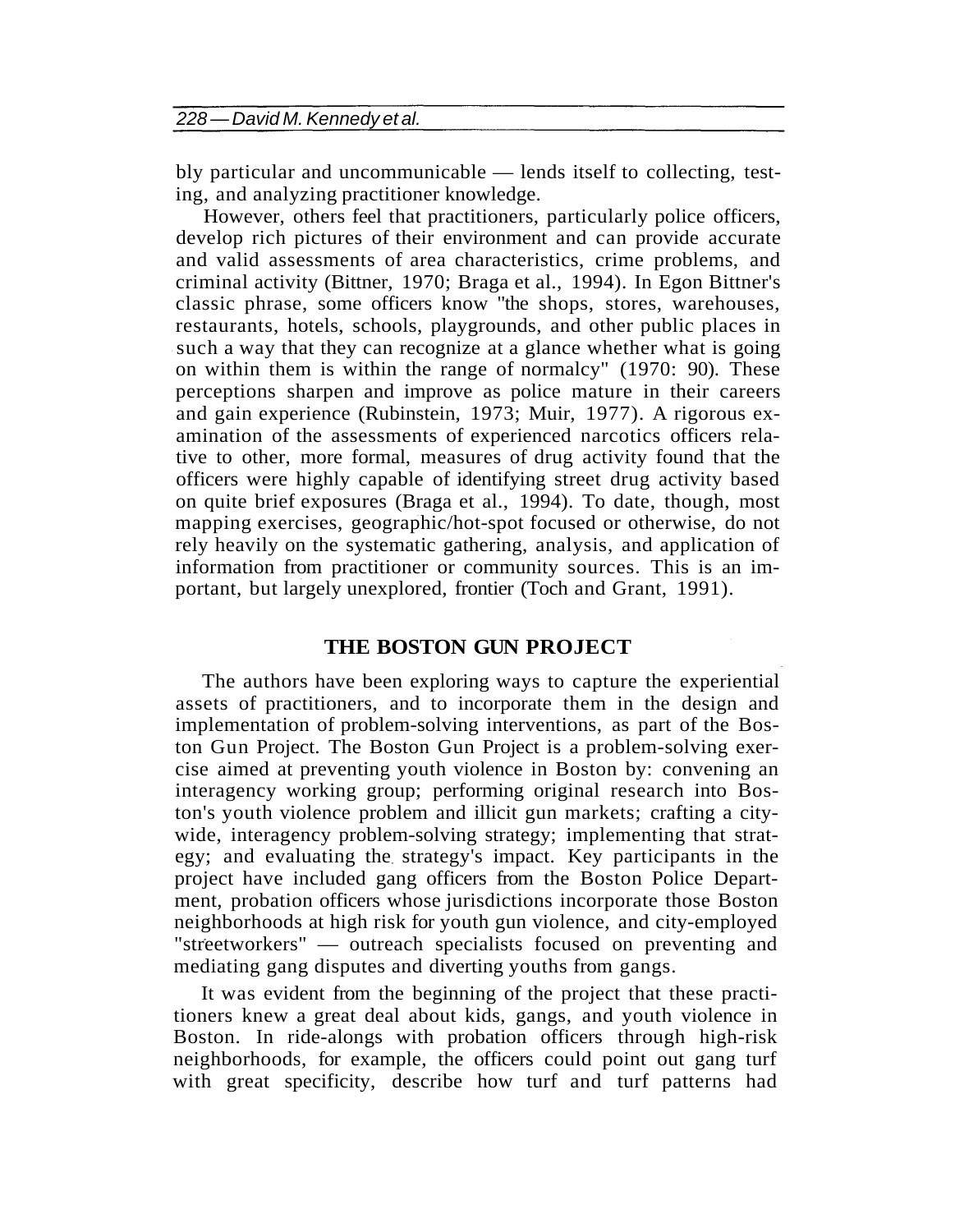bly particular and uncommunicable — lends itself to collecting, testing, and analyzing practitioner knowledge.

However, others feel that practitioners, particularly police officers, develop rich pictures of their environment and can provide accurate and valid assessments of area characteristics, crime problems, and criminal activity (Bittner, 1970; Braga et al., 1994). In Egon Bittner's classic phrase, some officers know "the shops, stores, warehouses, restaurants, hotels, schools, playgrounds, and other public places in such a way that they can recognize at a glance whether what is going on within them is within the range of normalcy" (1970: 90). These perceptions sharpen and improve as police mature in their careers and gain experience (Rubinstein, 1973; Muir, 1977). A rigorous examination of the assessments of experienced narcotics officers relative to other, more formal, measures of drug activity found that the officers were highly capable of identifying street drug activity based on quite brief exposures (Braga et al., 1994). To date, though, most mapping exercises, geographic/hot-spot focused or otherwise, do not rely heavily on the systematic gathering, analysis, and application of information from practitioner or community sources. This is an important, but largely unexplored, frontier (Toch and Grant, 1991).

## THE BOSTON GUN PROJECT

The authors have been exploring ways to capture the experiential assets of practitioners, and to incorporate them in the design and implementation of problem-solving interventions, as part of the Boston Gun Project. The Boston Gun Project is a problem-solving exercise aimed at preventing youth violence in Boston by: convening an interagency working group; performing original research into Boston's youth violence problem and illicit gun markets; crafting a city-wide, interagency problem-solving strategy; implementing that strategy; and evaluating the strategy's impact. Key participants in the project have included gang officers from the Boston Police Department, probation officers whose jurisdictions incorporate those Boston neighborhoods at high risk for youth gun violence, and city-employed "streetworkers" — outreach specialists focused on preventing and mediating gang disputes and diverting youths from gangs.

It was evident from the beginning of the project that these practitioners knew a great deal about kids, gangs, and youth violence in Boston. In ride-alongs with probation officers through high-risk neighborhoods, for example, the officers could point out gang turf with great specificity, describe how turf and turf patterns had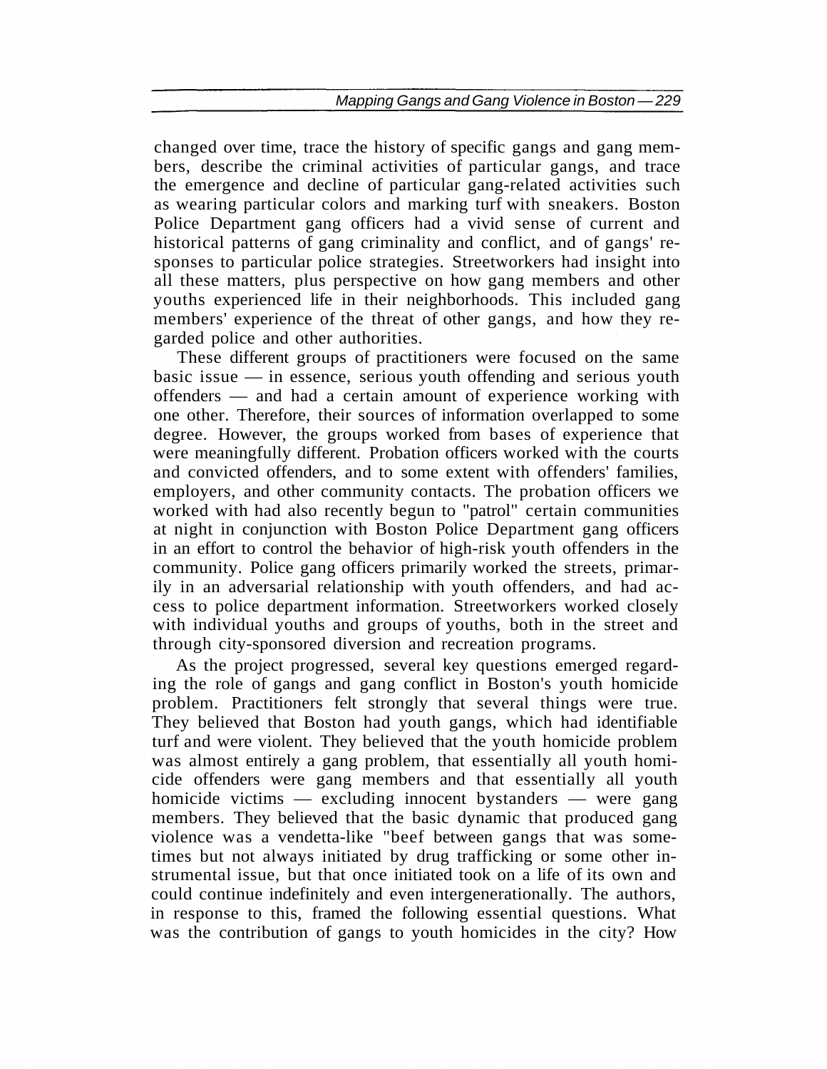changed over time, trace the history of specific gangs and gang members, describe the criminal activities of particular gangs, and trace the emergence and decline of particular gang-related activities such as wearing particular colors and marking turf with sneakers. Boston Police Department gang officers had a vivid sense of current and historical patterns of gang criminality and conflict, and of gangs' responses to particular police strategies. Streetworkers had insight into all these matters, plus perspective on how gang members and other youths experienced life in their neighborhoods. This included gang members' experience of the threat of other gangs, and how they regarded police and other authorities.

These different groups of practitioners were focused on the same basic issue — in essence, serious youth offending and serious youth offenders — and had a certain amount of experience working with one other. Therefore, their sources of information overlapped to some degree. However, the groups worked from bases of experience that were meaningfully different. Probation officers worked with the courts and convicted offenders, and to some extent with offenders' families, employers, and other community contacts. The probation officers we worked with had also recently begun to "patrol" certain communities at night in conjunction with Boston Police Department gang officers in an effort to control the behavior of high-risk youth offenders in the community. Police gang officers primarily worked the streets, primarily in an adversarial relationship with youth offenders, and had access to police department information. Streetworkers worked closely with individual youths and groups of youths, both in the street and through city-sponsored diversion and recreation programs.

As the project progressed, several key questions emerged regarding the role of gangs and gang conflict in Boston's youth homicide problem. Practitioners felt strongly that several things were true. They believed that Boston had youth gangs, which had identifiable turf and were violent. They believed that the youth homicide problem was almost entirely a gang problem, that essentially all youth homicide offenders were gang members and that essentially all youth homicide victims — excluding innocent bystanders — were gang members. They believed that the basic dynamic that produced gang violence was a vendetta-like "beef between gangs that was sometimes but not always initiated by drug trafficking or some other instrumental issue, but that once initiated took on a life of its own and could continue indefinitely and even intergenerationally. The authors, in response to this, framed the following essential questions. What was the contribution of gangs to youth homicides in the city? How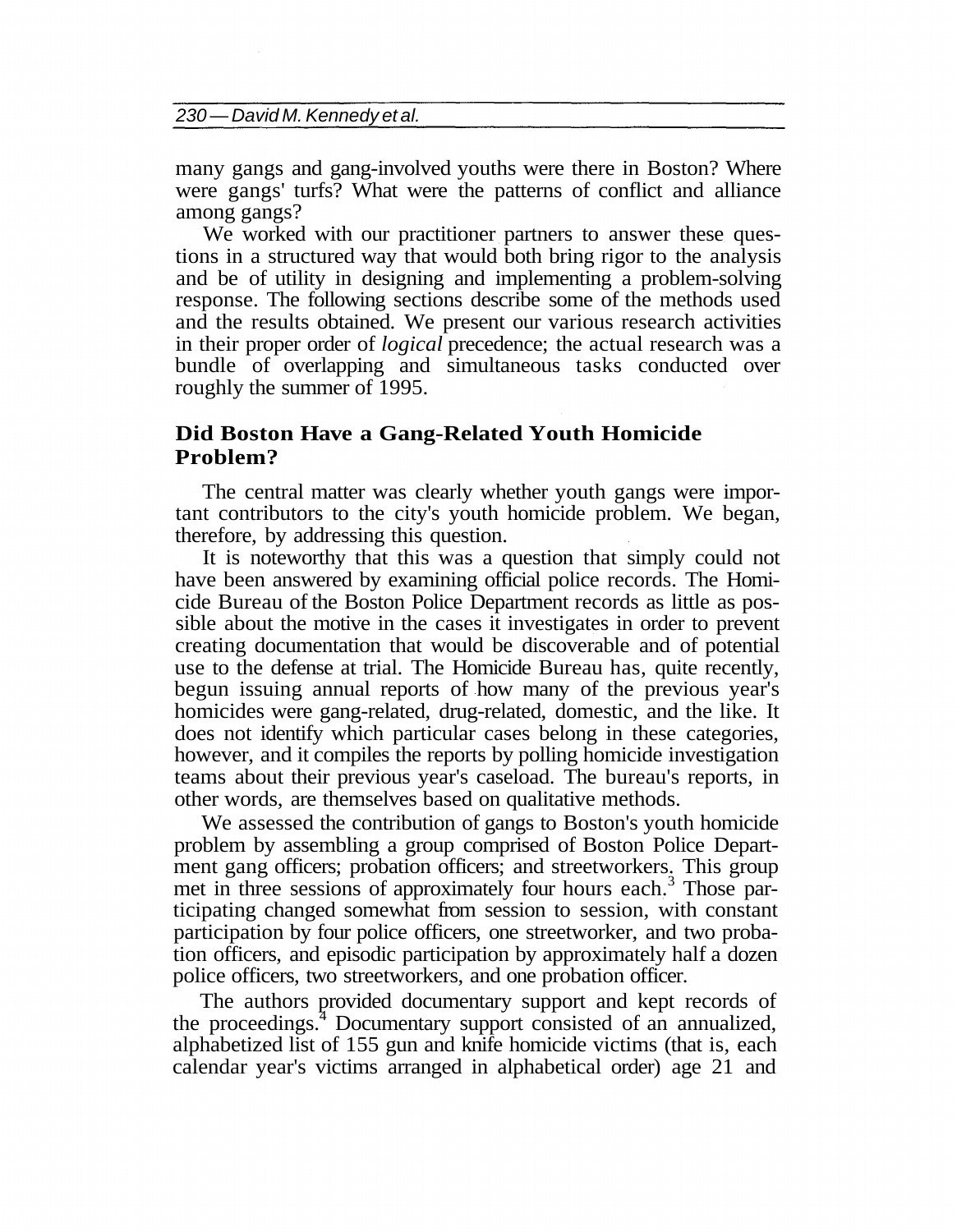many gangs and gang-involved youths were there in Boston? Where were gangs' turfs? What were the patterns of conflict and alliance among gangs?

We worked with our practitioner partners to answer these questions in a structured way that would both bring rigor to the analysis and be of utility in designing and implementing a problem-solving response. The following sections describe some of the methods used and the results obtained. We present our various research activities in their proper order of *logical* precedence; the actual research was a bundle of overlapping and simultaneous tasks conducted over roughly the summer of 1995.

## Did Boston Have a Gang-Related Youth Homicide Problem?

The central matter was clearly whether youth gangs were important contributors to the city's youth homicide problem. We began, therefore, by addressing this question.

It is noteworthy that this was a question that simply could not have been answered by examining official police records. The Homicide Bureau of the Boston Police Department records as little as possible about the motive in the cases it investigates in order to prevent creating documentation that would be discoverable and of potential use to the defense at trial. The Homicide Bureau has, quite recently, begun issuing annual reports of how many of the previous year's homicides were gang-related, drug-related, domestic, and the like. It does not identify which particular cases belong in these categories, however, and it compiles the reports by polling homicide investigation teams about their previous year's caseload. The bureau's reports, in other words, are themselves based on qualitative methods.

We assessed the contribution of gangs to Boston's youth homicide problem by assembling a group comprised of Boston Police Department gang officers; probation officers; and streetworkers. This group met in three sessions of approximately four hours each.[3] Those participating changed somewhat from session to session, with constant participation by four police officers, one streetworker, and two probation officers, and episodic participation by approximately half a dozen police officers, two streetworkers, and one probation officer.

The authors provided documentary support and kept records of the proceedings.[4] Documentary support consisted of an annualized, alphabetized list of 155 gun and knife homicide victims (that is, each calendar year's victims arranged in alphabetical order) age 21 and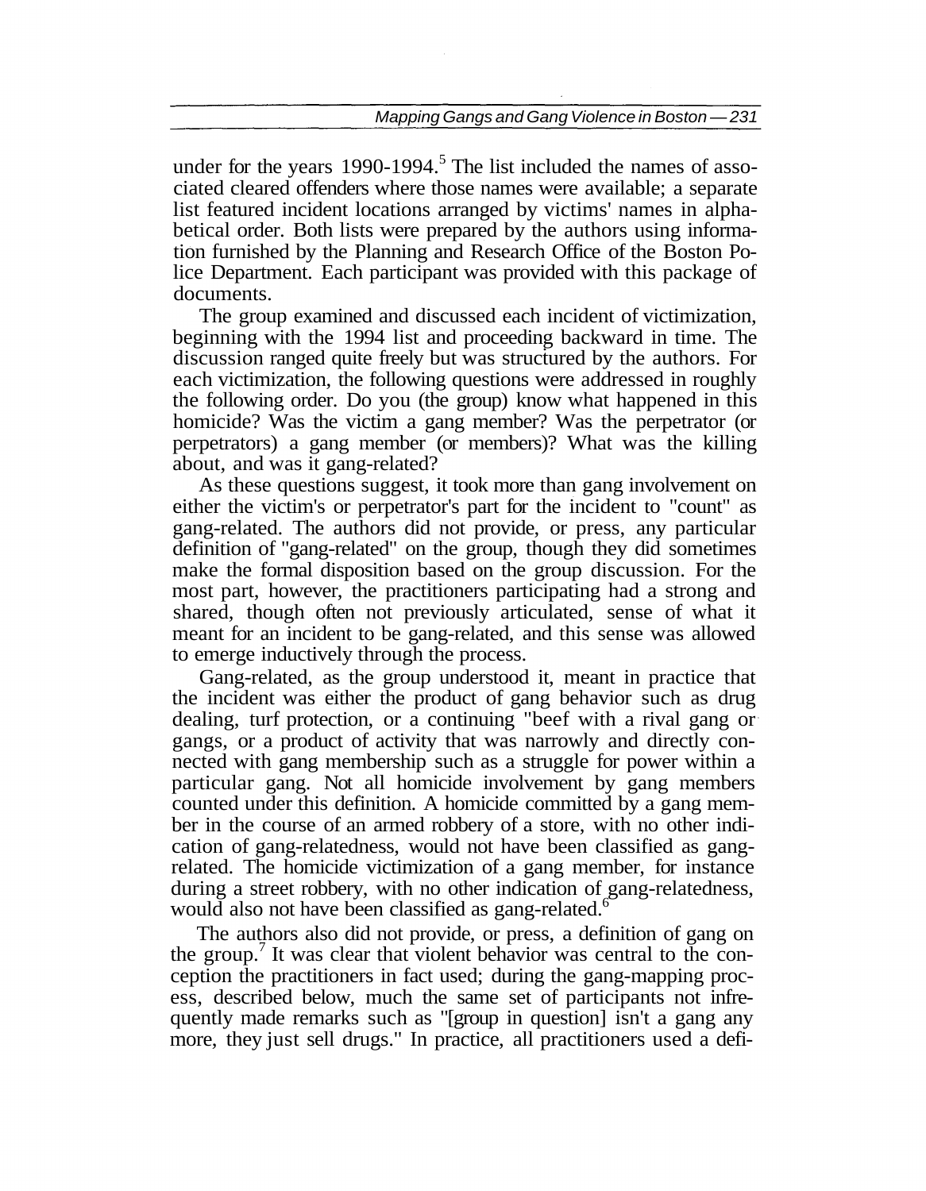under for the years 1990-1994.[5] The list included the names of associated cleared offenders where those names were available; a separate list featured incident locations arranged by victims' names in alphabetical order. Both lists were prepared by the authors using information furnished by the Planning and Research Office of the Boston Police Department. Each participant was provided with this package of documents.

The group examined and discussed each incident of victimization, beginning with the 1994 list and proceeding backward in time. The discussion ranged quite freely but was structured by the authors. For each victimization, the following questions were addressed in roughly the following order. Do you (the group) know what happened in this homicide? Was the victim a gang member? Was the perpetrator (or perpetrators) a gang member (or members)? What was the killing about, and was it gang-related?

As these questions suggest, it took more than gang involvement on either the victim's or perpetrator's part for the incident to "count" as gang-related. The authors did not provide, or press, any particular definition of "gang-related" on the group, though they did sometimes make the formal disposition based on the group discussion. For the most part, however, the practitioners participating had a strong and shared, though often not previously articulated, sense of what it meant for an incident to be gang-related, and this sense was allowed to emerge inductively through the process.

Gang-related, as the group understood it, meant in practice that the incident was either the product of gang behavior such as drug dealing, turf protection, or a continuing "beef with a rival gang or gangs, or a product of activity that was narrowly and directly connected with gang membership such as a struggle for power within a particular gang. Not all homicide involvement by gang members counted under this definition. A homicide committed by a gang member in the course of an armed robbery of a store, with no other indication of gang-relatedness, would not have been classified as gang-related. The homicide victimization of a gang member, for instance during a street robbery, with no other indication of gang-relatedness, would also not have been classified as gang-related.[6]

The authors also did not provide, or press, a definition of gang on the group.[7] It was clear that violent behavior was central to the conception the practitioners in fact used; during the gang-mapping process, described below, much the same set of participants not infrequently made remarks such as "[group in question] isn't a gang any more, they just sell drugs." In practice, all practitioners used a defi-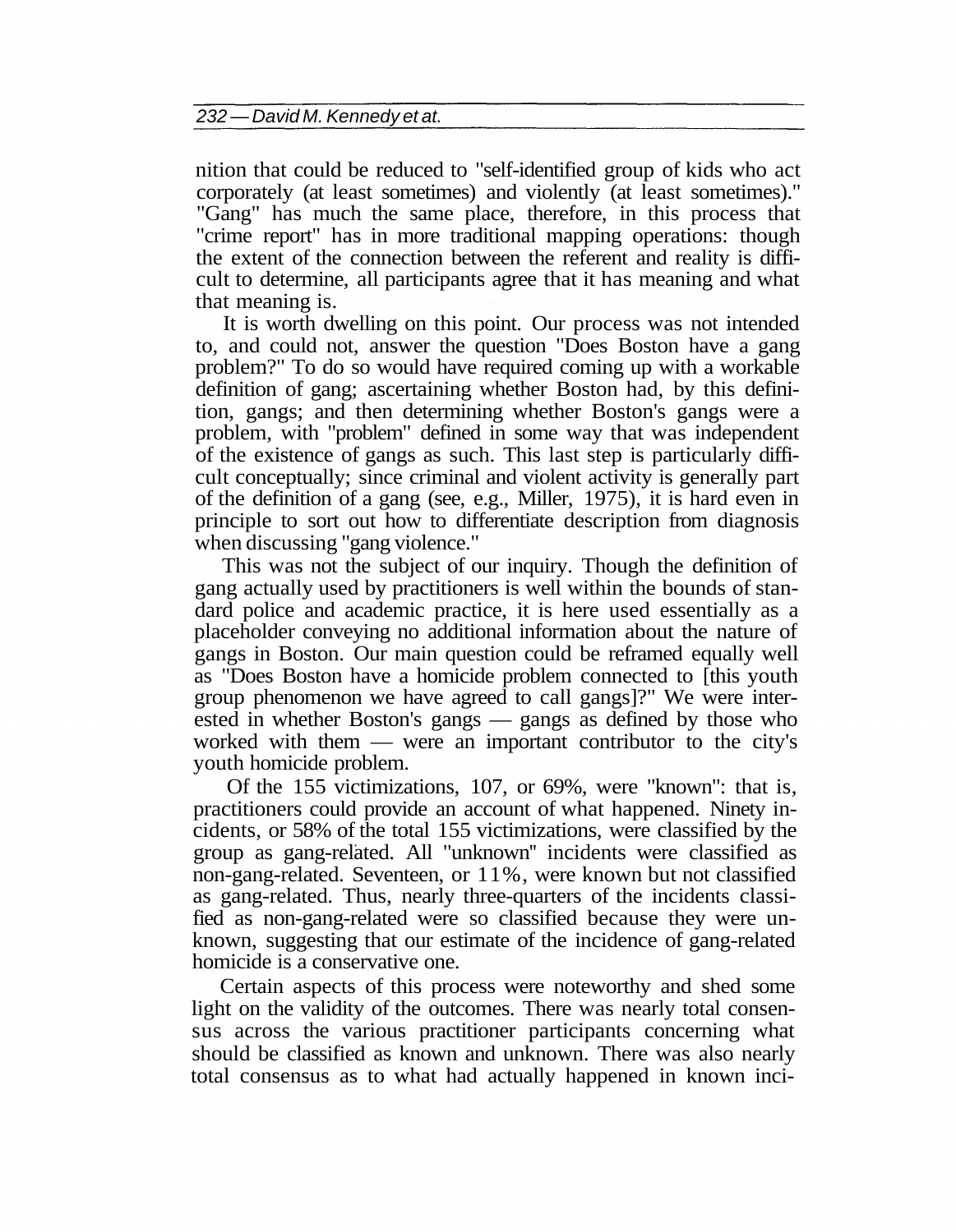nition that could be reduced to "self-identified group of kids who act corporately (at least sometimes) and violently (at least sometimes)." "Gang" has much the same place, therefore, in this process that "crime report" has in more traditional mapping operations: though the extent of the connection between the referent and reality is difficult to determine, all participants agree that it has meaning and what that meaning is.

It is worth dwelling on this point. Our process was not intended to, and could not, answer the question "Does Boston have a gang problem?" To do so would have required coming up with a workable definition of gang; ascertaining whether Boston had, by this definition, gangs; and then determining whether Boston's gangs were a problem, with "problem" defined in some way that was independent of the existence of gangs as such. This last step is particularly difficult conceptually; since criminal and violent activity is generally part of the definition of a gang (see, e.g., Miller, 1975), it is hard even in principle to sort out how to differentiate description from diagnosis when discussing "gang violence."

This was not the subject of our inquiry. Though the definition of gang actually used by practitioners is well within the bounds of standard police and academic practice, it is here used essentially as a placeholder conveying no additional information about the nature of gangs in Boston. Our main question could be reframed equally well as "Does Boston have a homicide problem connected to [this youth group phenomenon we have agreed to call gangs]?" We were interested in whether Boston's gangs — gangs as defined by those who worked with them — were an important contributor to the city's youth homicide problem.

Of the 155 victimizations, 107, or 69%, were "known": that is, practitioners could provide an account of what happened. Ninety incidents, or 58% of the total 155 victimizations, were classified by the group as gang-related. All "unknown" incidents were classified as non-gang-related. Seventeen, or 11%, were known but not classified as gang-related. Thus, nearly three-quarters of the incidents classified as non-gang-related were so classified because they were unknown, suggesting that our estimate of the incidence of gang-related homicide is a conservative one.

Certain aspects of this process were noteworthy and shed some light on the validity of the outcomes. There was nearly total consensus across the various practitioner participants concerning what should be classified as known and unknown. There was also nearly total consensus as to what had actually happened in known inci-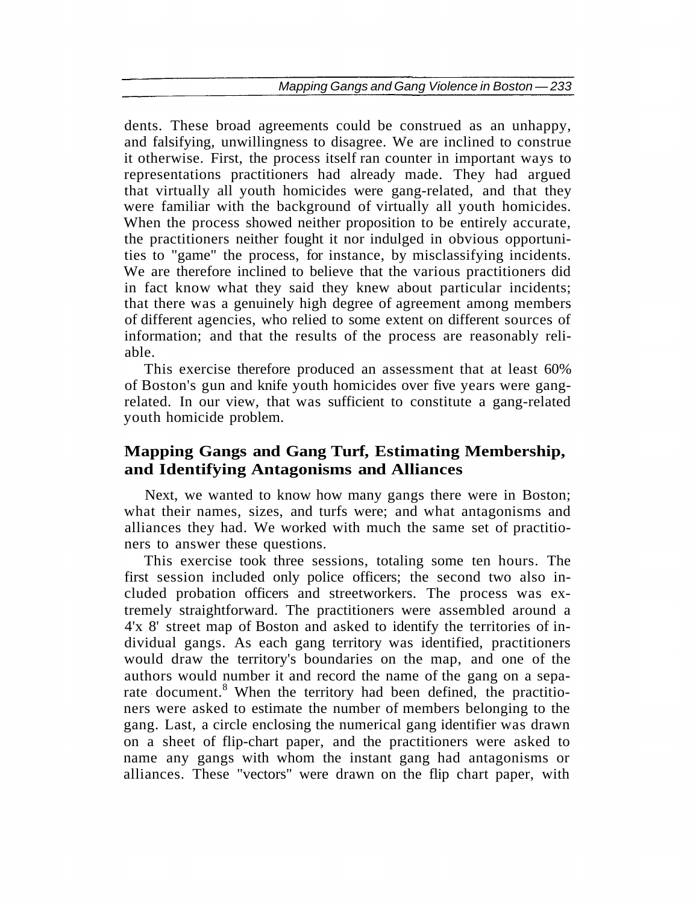dents. These broad agreements could be construed as an unhappy, and falsifying, unwillingness to disagree. We are inclined to construe it otherwise. First, the process itself ran counter in important ways to representations practitioners had already made. They had argued that virtually all youth homicides were gang-related, and that they were familiar with the background of virtually all youth homicides. When the process showed neither proposition to be entirely accurate, the practitioners neither fought it nor indulged in obvious opportunities to "game" the process, for instance, by misclassifying incidents. We are therefore inclined to believe that the various practitioners did in fact know what they said they knew about particular incidents; that there was a genuinely high degree of agreement among members of different agencies, who relied to some extent on different sources of information; and that the results of the process are reasonably reliable.

This exercise therefore produced an assessment that at least 60% of Boston's gun and knife youth homicides over five years were gang-related. In our view, that was sufficient to constitute a gang-related youth homicide problem.

## Mapping Gangs and Gang Turf, Estimating Membership, and Identifying Antagonisms and Alliances

Next, we wanted to know how many gangs there were in Boston; what their names, sizes, and turfs were; and what antagonisms and alliances they had. We worked with much the same set of practitioners to answer these questions.

This exercise took three sessions, totaling some ten hours. The first session included only police officers; the second two also included probation officers and streetworkers. The process was extremely straightforward. The practitioners were assembled around a 4'x 8' street map of Boston and asked to identify the territories of individual gangs. As each gang territory was identified, practitioners would draw the territory's boundaries on the map, and one of the authors would number it and record the name of the gang on a separate document.[8] When the territory had been defined, the practitioners were asked to estimate the number of members belonging to the gang. Last, a circle enclosing the numerical gang identifier was drawn on a sheet of flip-chart paper, and the practitioners were asked to name any gangs with whom the instant gang had antagonisms or alliances. These "vectors" were drawn on the flip chart paper, with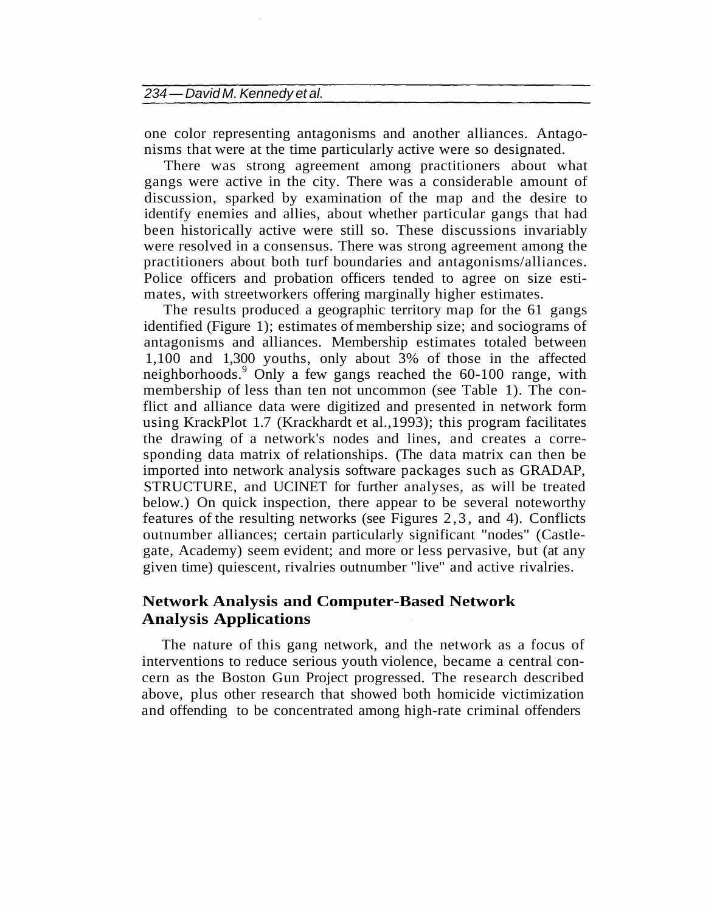one color representing antagonisms and another alliances. Antagonisms that were at the time particularly active were so designated.

There was strong agreement among practitioners about what gangs were active in the city. There was a considerable amount of discussion, sparked by examination of the map and the desire to identify enemies and allies, about whether particular gangs that had been historically active were still so. These discussions invariably were resolved in a consensus. There was strong agreement among the practitioners about both turf boundaries and antagonisms/alliances. Police officers and probation officers tended to agree on size estimates, with streetworkers offering marginally higher estimates.

The results produced a geographic territory map for the 61 gangs identified (Figure 1); estimates of membership size; and sociograms of antagonisms and alliances. Membership estimates totaled between 1,100 and 1,300 youths, only about 3% of those in the affected neighborhoods.[9] Only a few gangs reached the 60-100 range, with membership of less than ten not uncommon (see Table 1). The conflict and alliance data were digitized and presented in network form using KrackPlot 1.7 (Krackhardt et al.,1993); this program facilitates the drawing of a network's nodes and lines, and creates a corresponding data matrix of relationships. (The data matrix can then be imported into network analysis software packages such as GRADAP, STRUCTURE, and UCINET for further analyses, as will be treated below.) On quick inspection, there appear to be several noteworthy features of the resulting networks (see Figures 2, 3, and 4). Conflicts outnumber alliances; certain particularly significant "nodes" (Castlegate, Academy) seem evident; and more or less pervasive, but (at any given time) quiescent, rivalries outnumber "live" and active rivalries.

## Network Analysis and Computer-Based Network Analysis Applications

The nature of this gang network, and the network as a focus of interventions to reduce serious youth violence, became a central concern as the Boston Gun Project progressed. The research described above, plus other research that showed both homicide victimization and offending to be concentrated among high-rate criminal offenders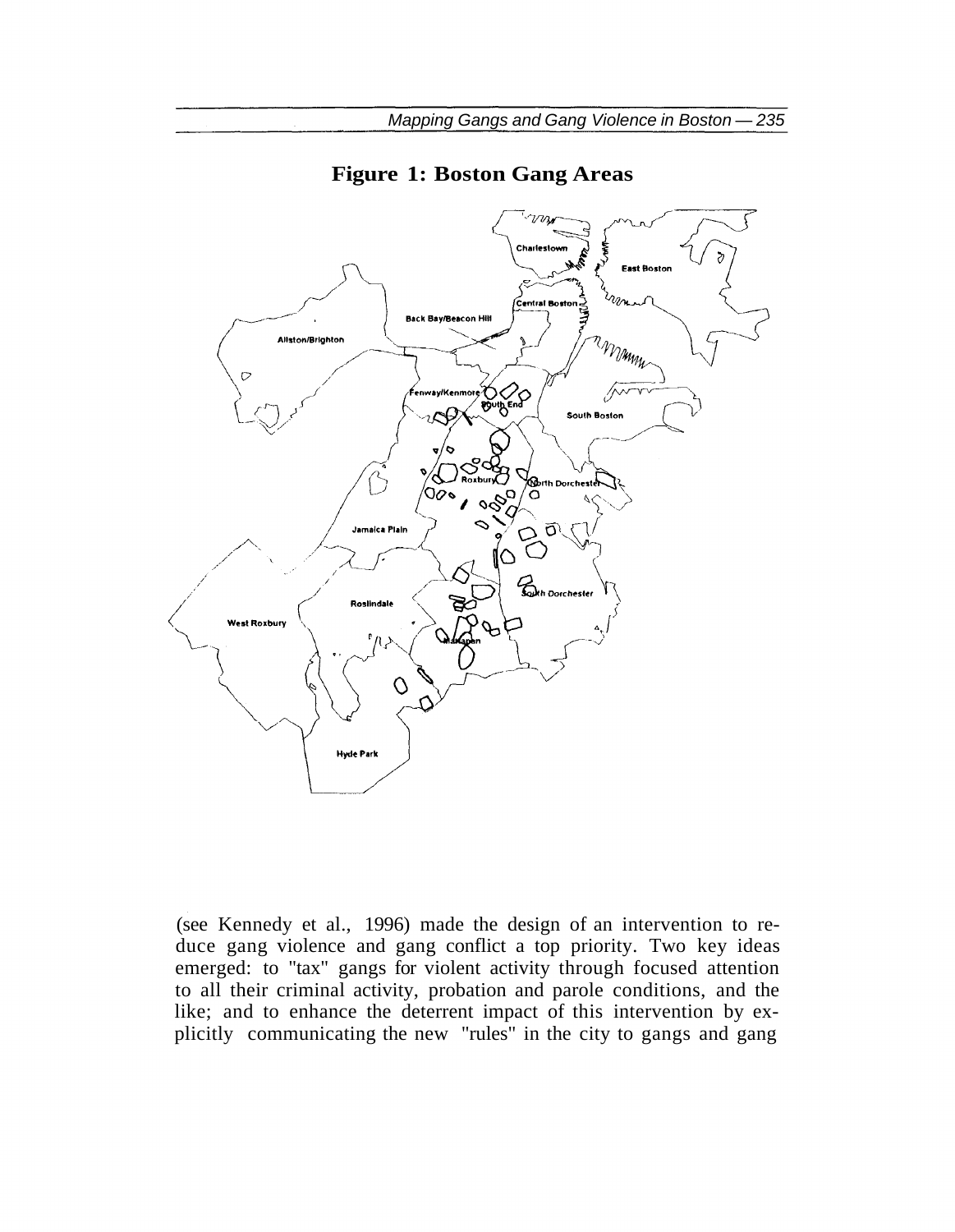**Figure 1: Boston Gang Areas**

(see Kennedy et al., 1996) made the design of an intervention to reduce gang violence and gang conflict a top priority. Two key ideas emerged: to "tax" gangs for violent activity through focused attention to all their criminal activity, probation and parole conditions, and the like; and to enhance the deterrent impact of this intervention by explicitly communicating the new "rules" in the city to gangs and gang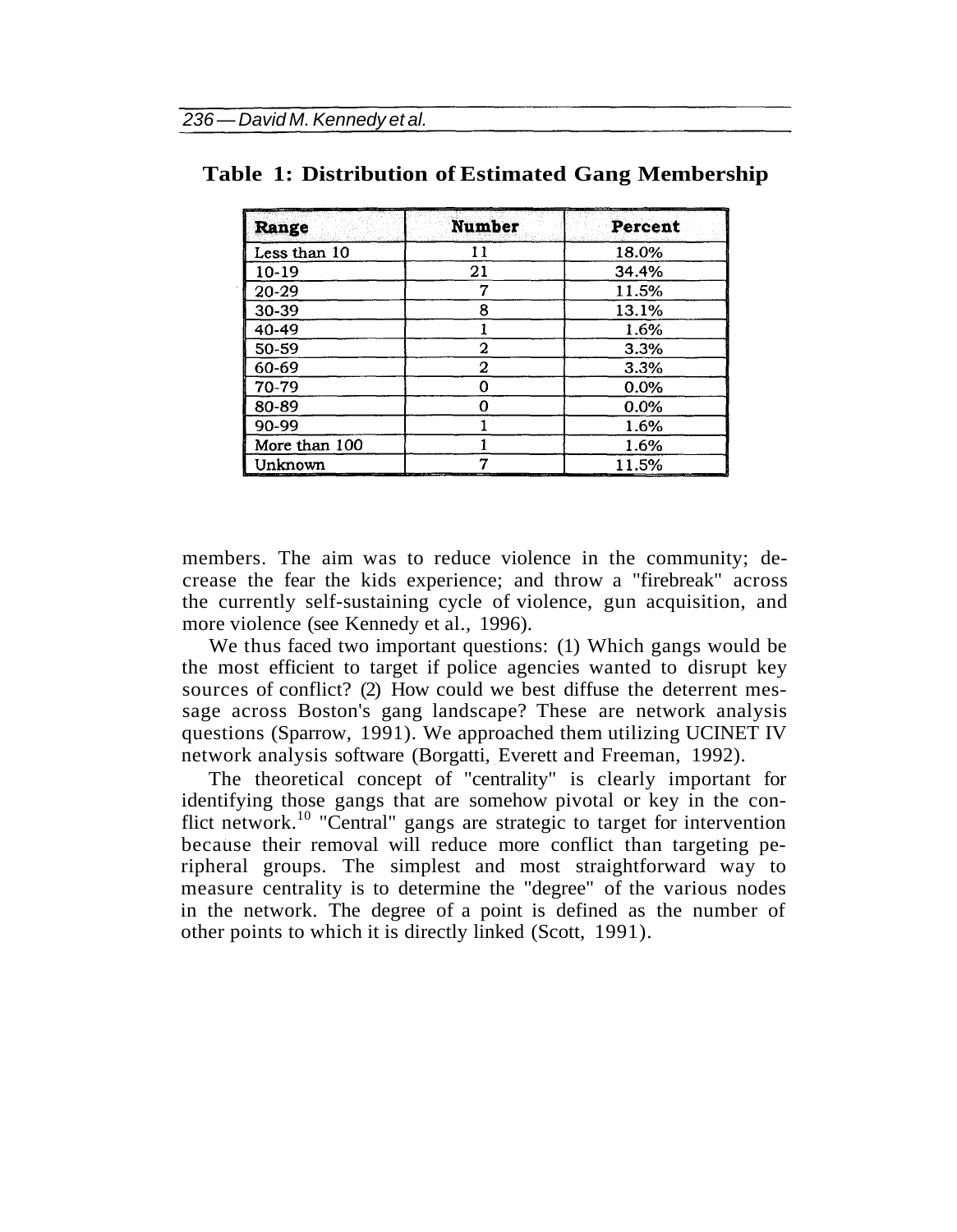**Table 1: Distribution of Estimated Gang Membership**

| Range | Number | Percent |
|---|---|---|
| Less than 10 | 11 | 18.0% |
| 10-19 | 21 | 34.4% |
| 20-29 | 7 | 11.5% |
| 30-39 | 8 | 13.1% |
| 40-49 | 1 | 1.6% |
| 50-59 | 2 | 3.3% |
| 60-69 | 2 | 3.3% |
| 70-79 | 0 | 0.0% |
| 80-89 | 0 | 0.0% |
| 90-99 | 1 | 1.6% |
| More than 100 | 1 | 1.6% |
| Unknown | 7 | 11.5% |

members. The aim was to reduce violence in the community; decrease the fear the kids experience; and throw a "firebreak" across the currently self-sustaining cycle of violence, gun acquisition, and more violence (see Kennedy et al., 1996).

We thus faced two important questions: (1) Which gangs would be the most efficient to target if police agencies wanted to disrupt key sources of conflict? (2) How could we best diffuse the deterrent message across Boston's gang landscape? These are network analysis questions (Sparrow, 1991). We approached them utilizing UCINET IV network analysis software (Borgatti, Everett and Freeman, 1992).

The theoretical concept of "centrality" is clearly important for identifying those gangs that are somehow pivotal or key in the conflict network.[10] "Central" gangs are strategic to target for intervention because their removal will reduce more conflict than targeting peripheral groups. The simplest and most straightforward way to measure centrality is to determine the "degree" of the various nodes in the network. The degree of a point is defined as the number of other points to which it is directly linked (Scott, 1991).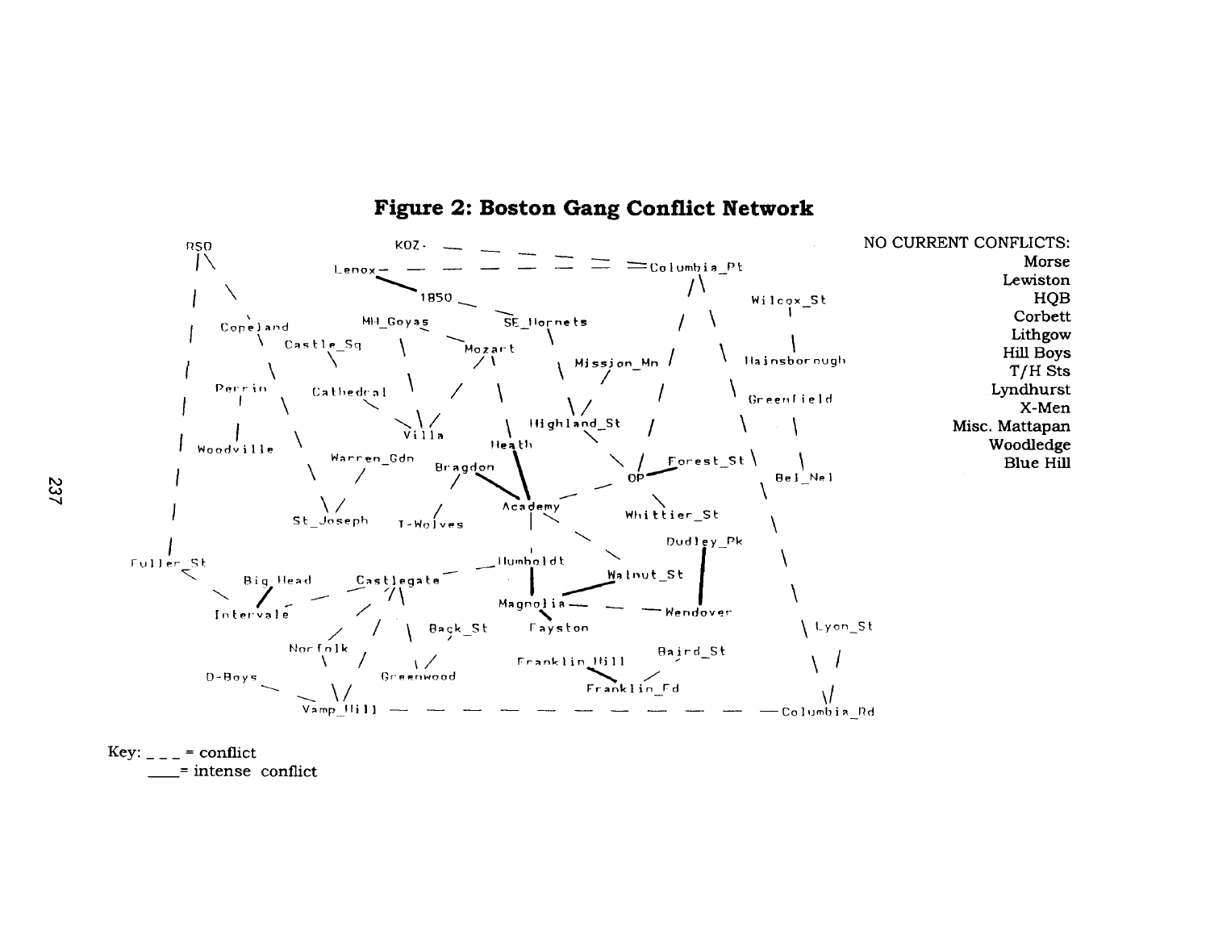## Figure 2: Boston Gang Conflict Network

NO CURRENT CONFLICTS:
Morse
Lewiston
HQB
Corbett
Lithgow
Hill Boys
T/H Sts
Lyndhurst
X-Men
Misc. Mattapan
Woodledge
Blue Hill

Key: _ _ _ = conflict
___= intense conflict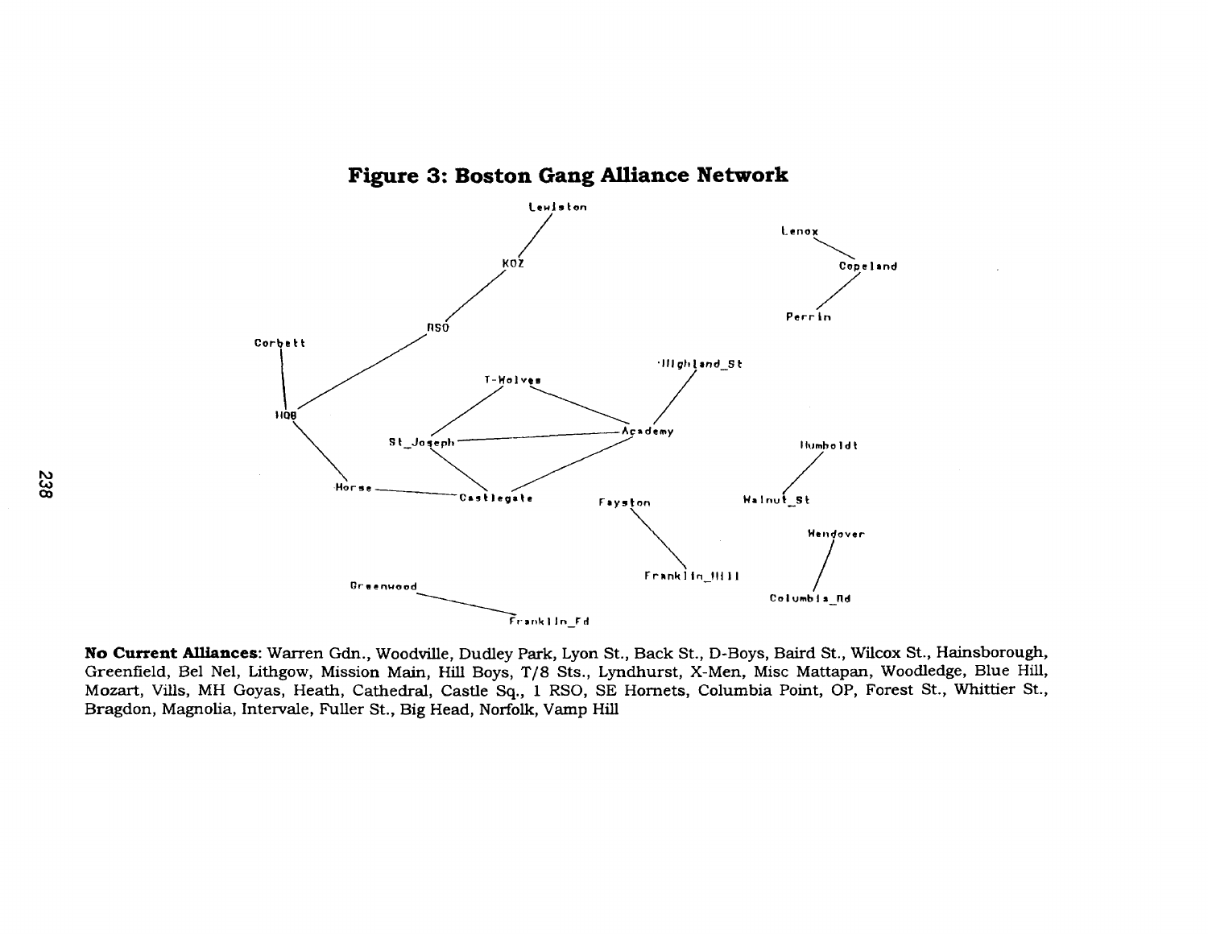**Figure 3: Boston Gang Alliance Network**

**No Current Alliances**: Warren Gdn., Woodville, Dudley Park, Lyon St., Back St., D-Boys, Baird St., Wilcox St., Hainsborough, Greenfield, Bel Nel, Lithgow, Mission Main, Hill Boys, T/8 Sts., Lyndhurst, X-Men, Misc Mattapan, Woodledge, Blue Hill, Mozart, Vills, MH Goyas, Heath, Cathedral, Castle Sq., 1 RSO, SE Hornets, Columbia Point, OP, Forest St., Whittier St., Bragdon, Magnolia, Intervale, Fuller St., Big Head, Norfolk, Vamp Hill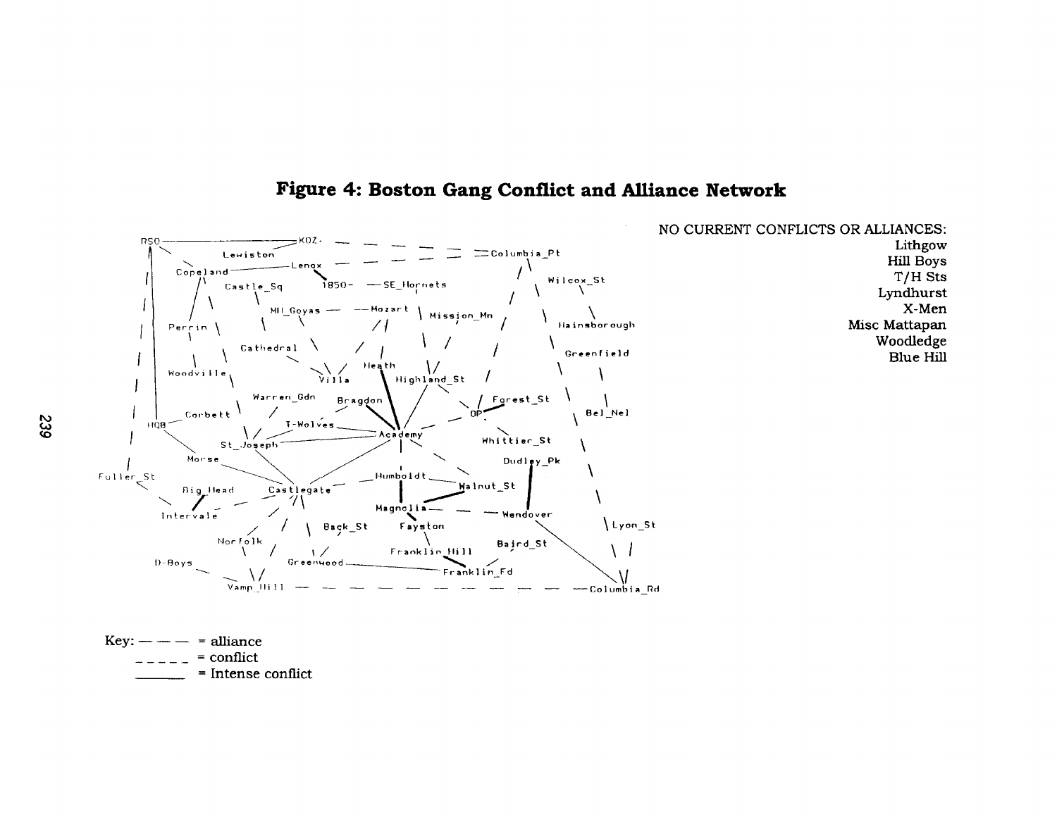# Figure 4: Boston Gang Conflict and Alliance Network

NO CURRENT CONFLICTS OR ALLIANCES:
Lithgow
Hill Boys
T/H Sts
Lyndhurst
X-Men
Misc Mattapan
Woodledge
Blue Hill

Key: — — — = alliance
\_ \_ \_ \_ \_ = conflict
\_\_\_\_\_\_\_ = Intense conflict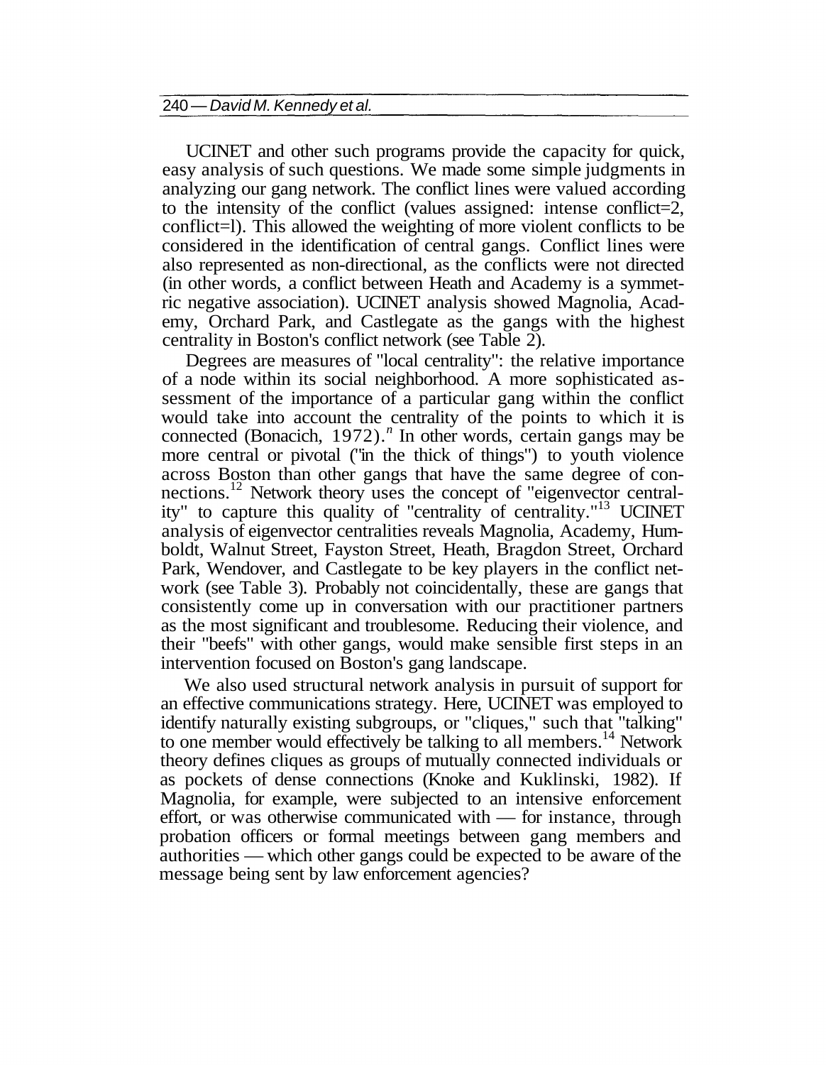UCINET and other such programs provide the capacity for quick, easy analysis of such questions. We made some simple judgments in analyzing our gang network. The conflict lines were valued according to the intensity of the conflict (values assigned: intense conflict=2, conflict=l). This allowed the weighting of more violent conflicts to be considered in the identification of central gangs. Conflict lines were also represented as non-directional, as the conflicts were not directed (in other words, a conflict between Heath and Academy is a symmetric negative association). UCINET analysis showed Magnolia, Academy, Orchard Park, and Castlegate as the gangs with the highest centrality in Boston's conflict network (see Table 2).

Degrees are measures of "local centrality": the relative importance of a node within its social neighborhood. A more sophisticated assessment of the importance of a particular gang within the conflict would take into account the centrality of the points to which it is connected (Bonacich, 1972).[n] In other words, certain gangs may be more central or pivotal ("in the thick of things") to youth violence across Boston than other gangs that have the same degree of connections.[12] Network theory uses the concept of "eigenvector centrality" to capture this quality of "centrality of centrality."[13] UCINET analysis of eigenvector centralities reveals Magnolia, Academy, Humboldt, Walnut Street, Fayston Street, Heath, Bragdon Street, Orchard Park, Wendover, and Castlegate to be key players in the conflict network (see Table 3). Probably not coincidentally, these are gangs that consistently come up in conversation with our practitioner partners as the most significant and troublesome. Reducing their violence, and their "beefs" with other gangs, would make sensible first steps in an intervention focused on Boston's gang landscape.

We also used structural network analysis in pursuit of support for an effective communications strategy. Here, UCINET was employed to identify naturally existing subgroups, or "cliques," such that "talking" to one member would effectively be talking to all members.[14] Network theory defines cliques as groups of mutually connected individuals or as pockets of dense connections (Knoke and Kuklinski, 1982). If Magnolia, for example, were subjected to an intensive enforcement effort, or was otherwise communicated with — for instance, through probation officers or formal meetings between gang members and authorities — which other gangs could be expected to be aware of the message being sent by law enforcement agencies?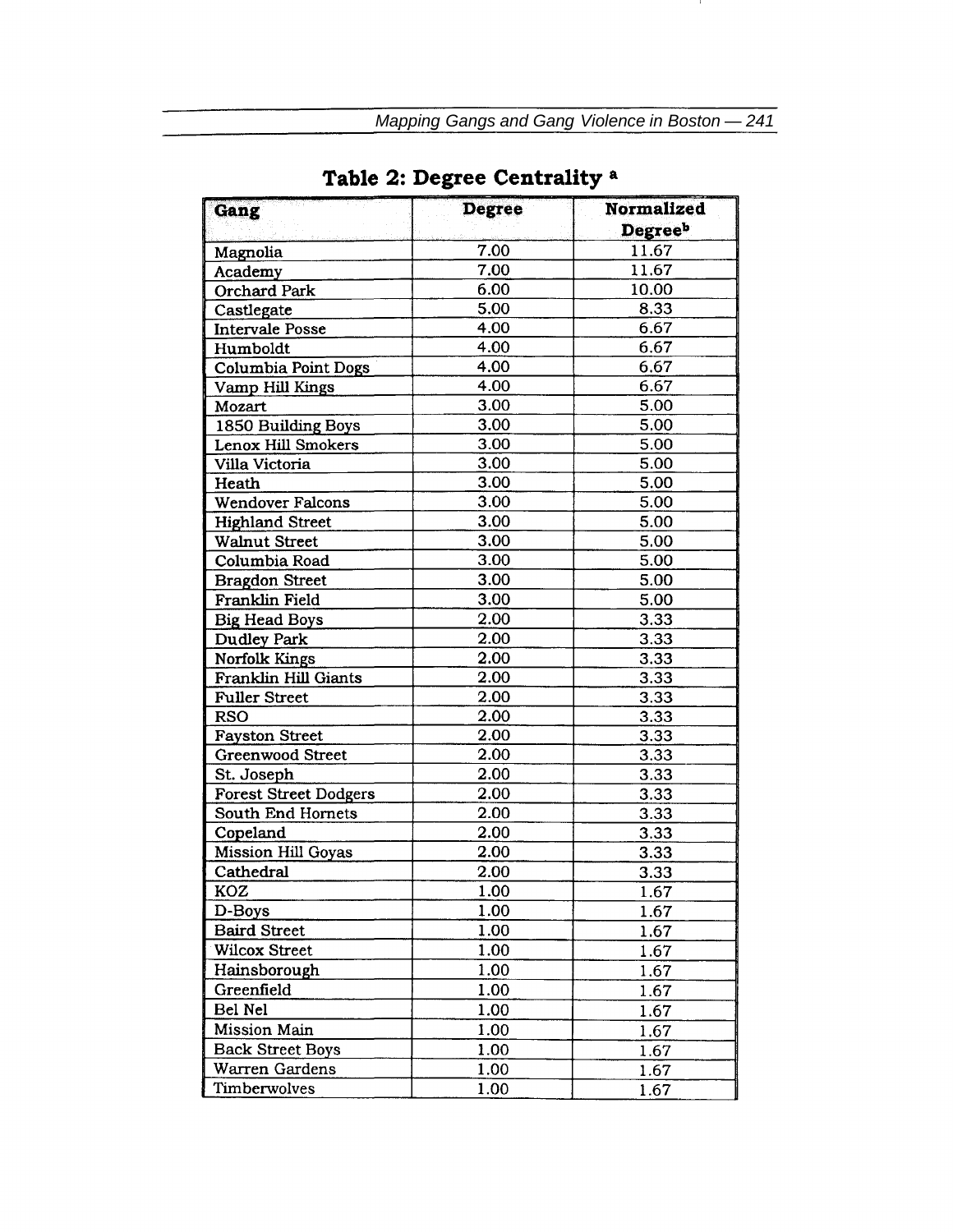## Table 2: Degree Centrality [a]

| Gang | Degree | Normalized Degree[b] |
|---|---|---|
| Magnolia | 7.00 | 11.67 |
| Academy | 7.00 | 11.67 |
| Orchard Park | 6.00 | 10.00 |
| Castlegate | 5.00 | 8.33 |
| Intervale Posse | 4.00 | 6.67 |
| Humboldt | 4.00 | 6.67 |
| Columbia Point Dogs | 4.00 | 6.67 |
| Vamp Hill Kings | 4.00 | 6.67 |
| Mozart | 3.00 | 5.00 |
| 1850 Building Boys | 3.00 | 5.00 |
| Lenox Hill Smokers | 3.00 | 5.00 |
| Villa Victoria | 3.00 | 5.00 |
| Heath | 3.00 | 5.00 |
| Wendover Falcons | 3.00 | 5.00 |
| Highland Street | 3.00 | 5.00 |
| Walnut Street | 3.00 | 5.00 |
| Columbia Road | 3.00 | 5.00 |
| Bragdon Street | 3.00 | 5.00 |
| Franklin Field | 3.00 | 5.00 |
| Big Head Boys | 2.00 | 3.33 |
| Dudley Park | 2.00 | 3.33 |
| Norfolk Kings | 2.00 | 3.33 |
| Franklin Hill Giants | 2.00 | 3.33 |
| Fuller Street | 2.00 | 3.33 |
| RSO | 2.00 | 3.33 |
| Fayston Street | 2.00 | 3.33 |
| Greenwood Street | 2.00 | 3.33 |
| St. Joseph | 2.00 | 3.33 |
| Forest Street Dodgers | 2.00 | 3.33 |
| South End Hornets | 2.00 | 3.33 |
| Copeland | 2.00 | 3.33 |
| Mission Hill Goyas | 2.00 | 3.33 |
| Cathedral | 2.00 | 3.33 |
| KOZ | 1.00 | 1.67 |
| D-Boys | 1.00 | 1.67 |
| Baird Street | 1.00 | 1.67 |
| Wilcox Street | 1.00 | 1.67 |
| Hainsborough | 1.00 | 1.67 |
| Greenfield | 1.00 | 1.67 |
| Bel Nel | 1.00 | 1.67 |
| Mission Main | 1.00 | 1.67 |
| Back Street Boys | 1.00 | 1.67 |
| Warren Gardens | 1.00 | 1.67 |
| Timberwolves | 1.00 | 1.67 |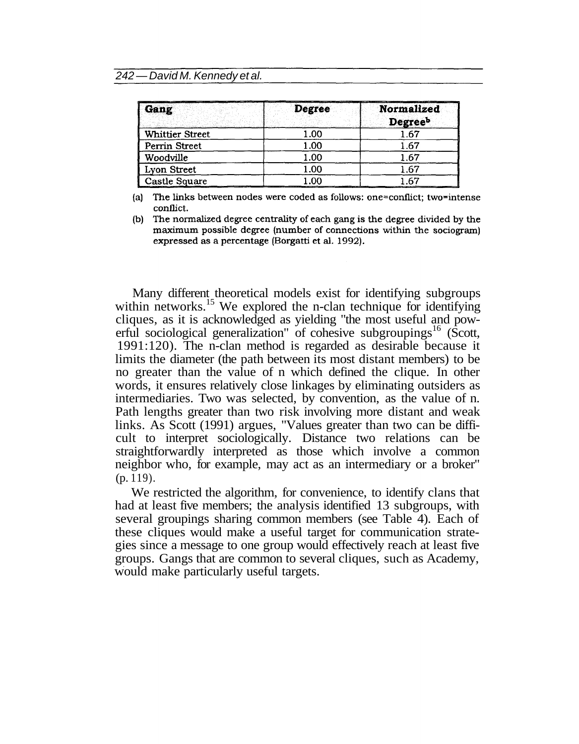| Gang | Degree | Normalized Degree[b] |
|---|---|---|
| Whittier Street | 1.00 | 1.67 |
| Perrin Street | 1.00 | 1.67 |
| Woodville | 1.00 | 1.67 |
| Lyon Street | 1.00 | 1.67 |
| Castle Square | 1.00 | 1.67 |

(a) The links between nodes were coded as follows: one=conflict; two=intense conflict.

(b) The normalized degree centrality of each gang is the degree divided by the maximum possible degree (number of connections within the sociogram) expressed as a percentage (Borgatti et al. 1992).

Many different theoretical models exist for identifying subgroups within networks.[15] We explored the n-clan technique for identifying cliques, as it is acknowledged as yielding "the most useful and powerful sociological generalization" of cohesive subgroupings[16] (Scott, 1991:120). The n-clan method is regarded as desirable because it limits the diameter (the path between its most distant members) to be no greater than the value of n which defined the clique. In other words, it ensures relatively close linkages by eliminating outsiders as intermediaries. Two was selected, by convention, as the value of n. Path lengths greater than two risk involving more distant and weak links. As Scott (1991) argues, "Values greater than two can be difficult to interpret sociologically. Distance two relations can be straightforwardly interpreted as those which involve a common neighbor who, for example, may act as an intermediary or a broker" (p. 119).

We restricted the algorithm, for convenience, to identify clans that had at least five members; the analysis identified 13 subgroups, with several groupings sharing common members (see Table 4). Each of these cliques would make a useful target for communication strategies since a message to one group would effectively reach at least five groups. Gangs that are common to several cliques, such as Academy, would make particularly useful targets.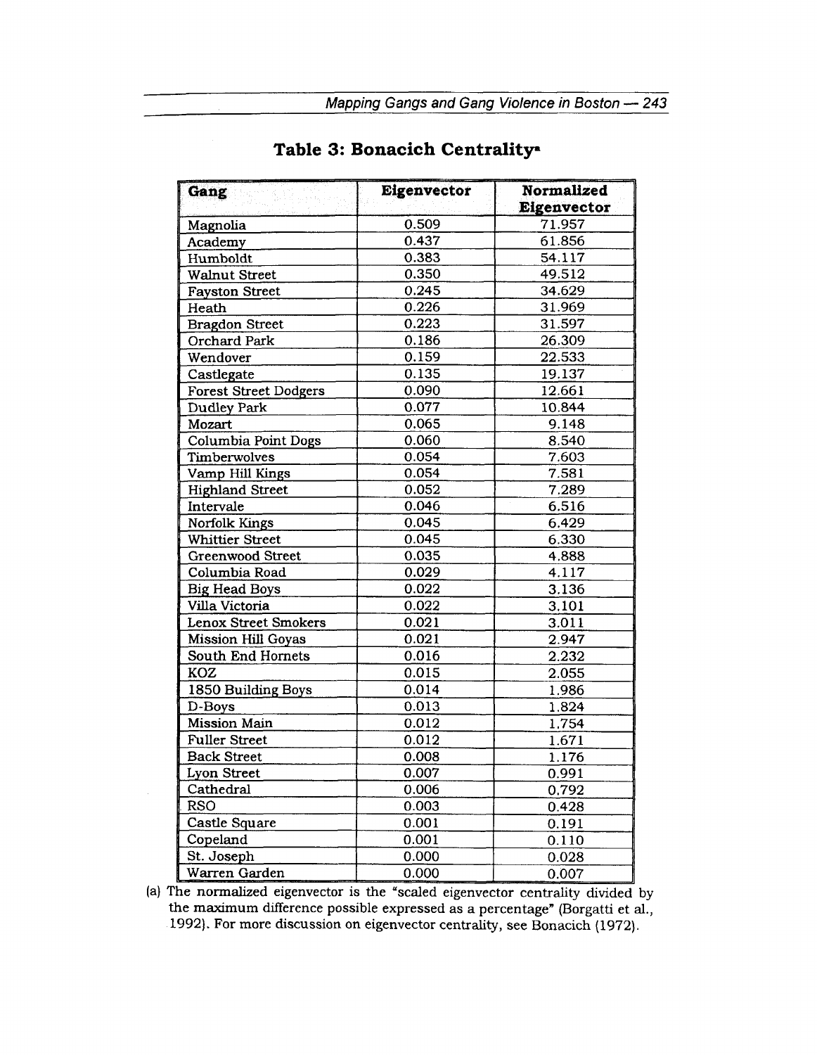## Table 3: Bonacich Centrality[a]

| Gang | Eigenvector | Normalized Eigenvector |
|---|---|---|
| Magnolia | 0.509 | 71.957 |
| Academy | 0.437 | 61.856 |
| Humboldt | 0.383 | 54.117 |
| Walnut Street | 0.350 | 49.512 |
| Fayston Street | 0.245 | 34.629 |
| Heath | 0.226 | 31.969 |
| Bragdon Street | 0.223 | 31.597 |
| Orchard Park | 0.186 | 26.309 |
| Wendover | 0.159 | 22.533 |
| Castlegate | 0.135 | 19.137 |
| Forest Street Dodgers | 0.090 | 12.661 |
| Dudley Park | 0.077 | 10.844 |
| Mozart | 0.065 | 9.148 |
| Columbia Point Dogs | 0.060 | 8.540 |
| Timberwolves | 0.054 | 7.603 |
| Vamp Hill Kings | 0.054 | 7.581 |
| Highland Street | 0.052 | 7.289 |
| Intervale | 0.046 | 6.516 |
| Norfolk Kings | 0.045 | 6.429 |
| Whittier Street | 0.045 | 6.330 |
| Greenwood Street | 0.035 | 4.888 |
| Columbia Road | 0.029 | 4.117 |
| Big Head Boys | 0.022 | 3.136 |
| Villa Victoria | 0.022 | 3.101 |
| Lenox Street Smokers | 0.021 | 3.011 |
| Mission Hill Goyas | 0.021 | 2.947 |
| South End Hornets | 0.016 | 2.232 |
| KOZ | 0.015 | 2.055 |
| 1850 Building Boys | 0.014 | 1.986 |
| D-Boys | 0.013 | 1.824 |
| Mission Main | 0.012 | 1.754 |
| Fuller Street | 0.012 | 1.671 |
| Back Street | 0.008 | 1.176 |
| Lyon Street | 0.007 | 0.991 |
| Cathedral | 0.006 | 0.792 |
| RSO | 0.003 | 0.428 |
| Castle Square | 0.001 | 0.191 |
| Copeland | 0.001 | 0.110 |
| St. Joseph | 0.000 | 0.028 |
| Warren Garden | 0.000 | 0.007 |

(a) The normalized eigenvector is the "scaled eigenvector centrality divided by the maximum difference possible expressed as a percentage" (Borgatti et al., 1992). For more discussion on eigenvector centrality, see Bonacich (1972).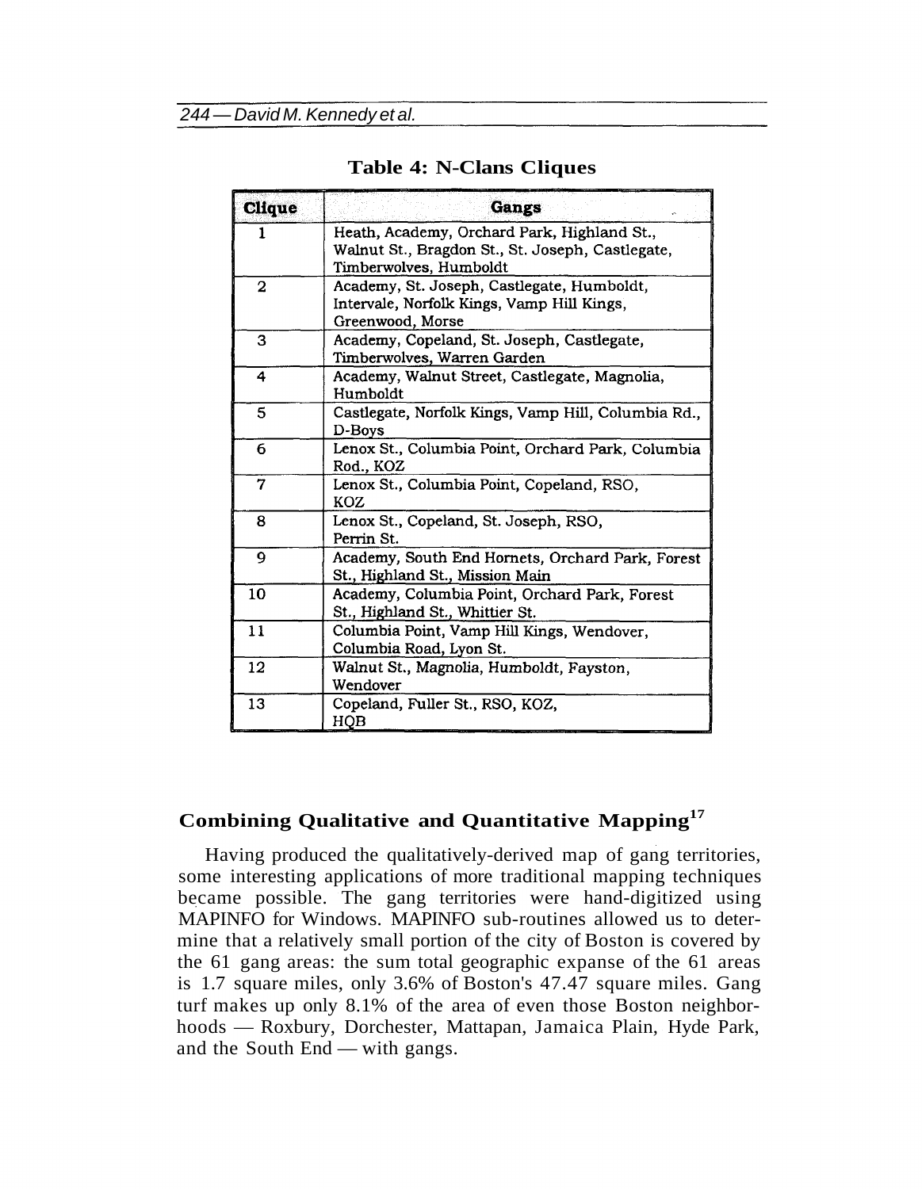**Table 4: N-Clans Cliques**

| Clique | Gangs |
|---|---|
| 1 | Heath, Academy, Orchard Park, Highland St., Walnut St., Bragdon St., St. Joseph, Castlegate, Timberwolves, Humboldt |
| 2 | Academy, St. Joseph, Castlegate, Humboldt, Intervale, Norfolk Kings, Vamp Hill Kings, Greenwood, Morse |
| 3 | Academy, Copeland, St. Joseph, Castlegate, Timberwolves, Warren Garden |
| 4 | Academy, Walnut Street, Castlegate, Magnolia, Humboldt |
| 5 | Castlegate, Norfolk Kings, Vamp Hill, Columbia Rd., D-Boys |
| 6 | Lenox St., Columbia Point, Orchard Park, Columbia Rod., KOZ |
| 7 | Lenox St., Columbia Point, Copeland, RSO, KOZ |
| 8 | Lenox St., Copeland, St. Joseph, RSO, Perrin St. |
| 9 | Academy, South End Hornets, Orchard Park, Forest St., Highland St., Mission Main |
| 10 | Academy, Columbia Point, Orchard Park, Forest St., Highland St., Whittier St. |
| 11 | Columbia Point, Vamp Hill Kings, Wendover, Columbia Road, Lyon St. |
| 12 | Walnut St., Magnolia, Humboldt, Fayston, Wendover |
| 13 | Copeland, Fuller St., RSO, KOZ, HQB |

## Combining Qualitative and Quantitative Mapping[17]

Having produced the qualitatively-derived map of gang territories, some interesting applications of more traditional mapping techniques became possible. The gang territories were hand-digitized using MAPINFO for Windows. MAPINFO sub-routines allowed us to determine that a relatively small portion of the city of Boston is covered by the 61 gang areas: the sum total geographic expanse of the 61 areas is 1.7 square miles, only 3.6% of Boston's 47.47 square miles. Gang turf makes up only 8.1% of the area of even those Boston neighborhoods — Roxbury, Dorchester, Mattapan, Jamaica Plain, Hyde Park, and the South End — with gangs.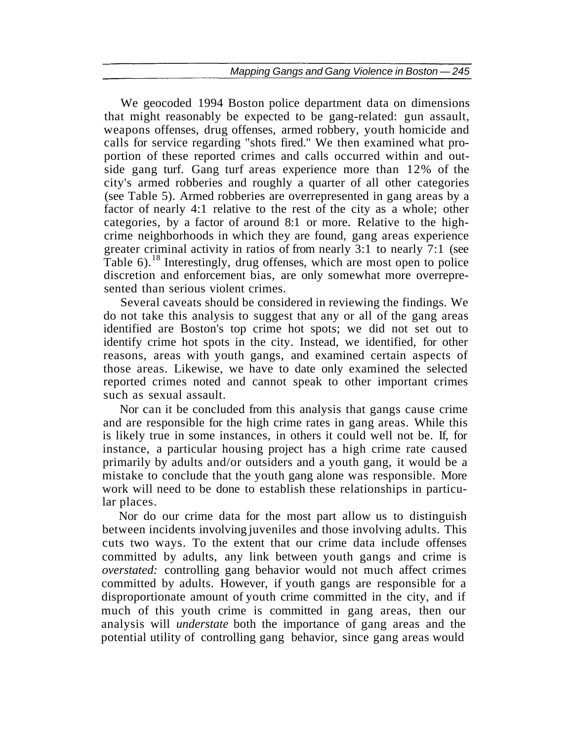We geocoded 1994 Boston police department data on dimensions that might reasonably be expected to be gang-related: gun assault, weapons offenses, drug offenses, armed robbery, youth homicide and calls for service regarding "shots fired." We then examined what proportion of these reported crimes and calls occurred within and outside gang turf. Gang turf areas experience more than 12% of the city's armed robberies and roughly a quarter of all other categories (see Table 5). Armed robberies are overrepresented in gang areas by a factor of nearly 4:1 relative to the rest of the city as a whole; other categories, by a factor of around 8:1 or more. Relative to the high-crime neighborhoods in which they are found, gang areas experience greater criminal activity in ratios of from nearly 3:1 to nearly 7:1 (see Table 6).[18] Interestingly, drug offenses, which are most open to police discretion and enforcement bias, are only somewhat more overrepresented than serious violent crimes.

Several caveats should be considered in reviewing the findings. We do not take this analysis to suggest that any or all of the gang areas identified are Boston's top crime hot spots; we did not set out to identify crime hot spots in the city. Instead, we identified, for other reasons, areas with youth gangs, and examined certain aspects of those areas. Likewise, we have to date only examined the selected reported crimes noted and cannot speak to other important crimes such as sexual assault.

Nor can it be concluded from this analysis that gangs cause crime and are responsible for the high crime rates in gang areas. While this is likely true in some instances, in others it could well not be. If, for instance, a particular housing project has a high crime rate caused primarily by adults and/or outsiders and a youth gang, it would be a mistake to conclude that the youth gang alone was responsible. More work will need to be done to establish these relationships in particular places.

Nor do our crime data for the most part allow us to distinguish between incidents involving juveniles and those involving adults. This cuts two ways. To the extent that our crime data include offenses committed by adults, any link between youth gangs and crime is *overstated:* controlling gang behavior would not much affect crimes committed by adults. However, if youth gangs are responsible for a disproportionate amount of youth crime committed in the city, and if much of this youth crime is committed in gang areas, then our analysis will *understate* both the importance of gang areas and the potential utility of controlling gang behavior, since gang areas would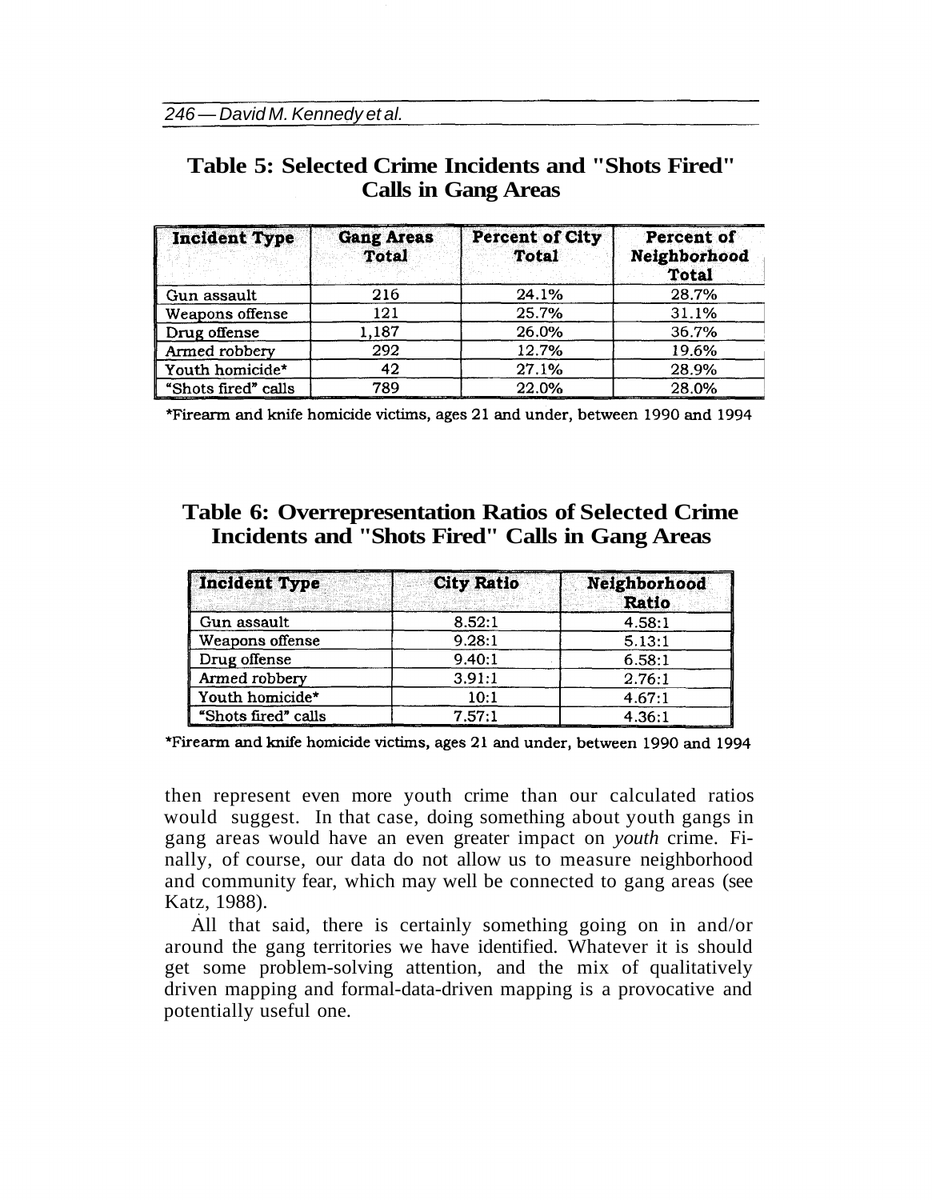## Table 5: Selected Crime Incidents and "Shots Fired" Calls in Gang Areas

| Incident Type | Gang Areas Total | Percent of City Total | Percent of Neighborhood Total |
|---|---|---|---|
| Gun assault | 216 | 24.1% | 28.7% |
| Weapons offense | 121 | 25.7% | 31.1% |
| Drug offense | 1,187 | 26.0% | 36.7% |
| Armed robbery | 292 | 12.7% | 19.6% |
| Youth homicide* | 42 | 27.1% | 28.9% |
| "Shots fired" calls | 789 | 22.0% | 28.0% |

*Firearm and knife homicide victims, ages 21 and under, between 1990 and 1994

## Table 6: Overrepresentation Ratios of Selected Crime Incidents and "Shots Fired" Calls in Gang Areas

| Incident Type | City Ratio | Neighborhood Ratio |
|---|---|---|
| Gun assault | 8.52:1 | 4.58:1 |
| Weapons offense | 9.28:1 | 5.13:1 |
| Drug offense | 9.40:1 | 6.58:1 |
| Armed robbery | 3.91:1 | 2.76:1 |
| Youth homicide* | 10:1 | 4.67:1 |
| "Shots fired" calls | 7.57:1 | 4.36:1 |

*Firearm and knife homicide victims, ages 21 and under, between 1990 and 1994

then represent even more youth crime than our calculated ratios would suggest. In that case, doing something about youth gangs in gang areas would have an even greater impact on *youth* crime. Finally, of course, our data do not allow us to measure neighborhood and community fear, which may well be connected to gang areas (see Katz, 1988).

All that said, there is certainly something going on in and/or around the gang territories we have identified. Whatever it is should get some problem-solving attention, and the mix of qualitatively driven mapping and formal-data-driven mapping is a provocative and potentially useful one.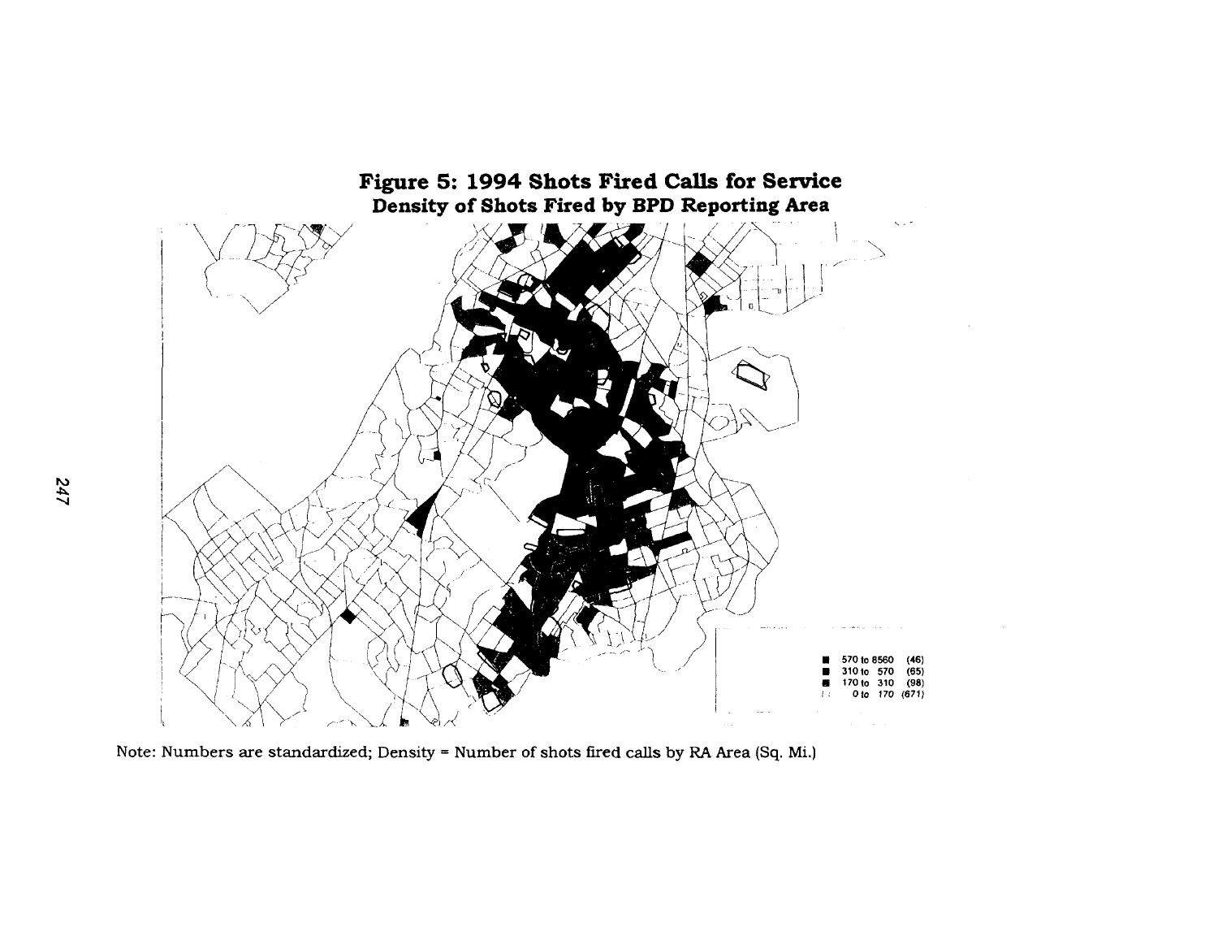**Figure 5: 1994 Shots Fired Calls for Service**
**Density of Shots Fired by BPD Reporting Area**

| | | |
|---|---|---|
| ■ | 570 to 8560 | (46) |
| ■ | 310 to 570 | (65) |
| ■ | 170 to 310 | (98) |
| | 0 to 170 | (671) |

Note: Numbers are standardized; Density = Number of shots fired calls by RA Area (Sq. Mi.)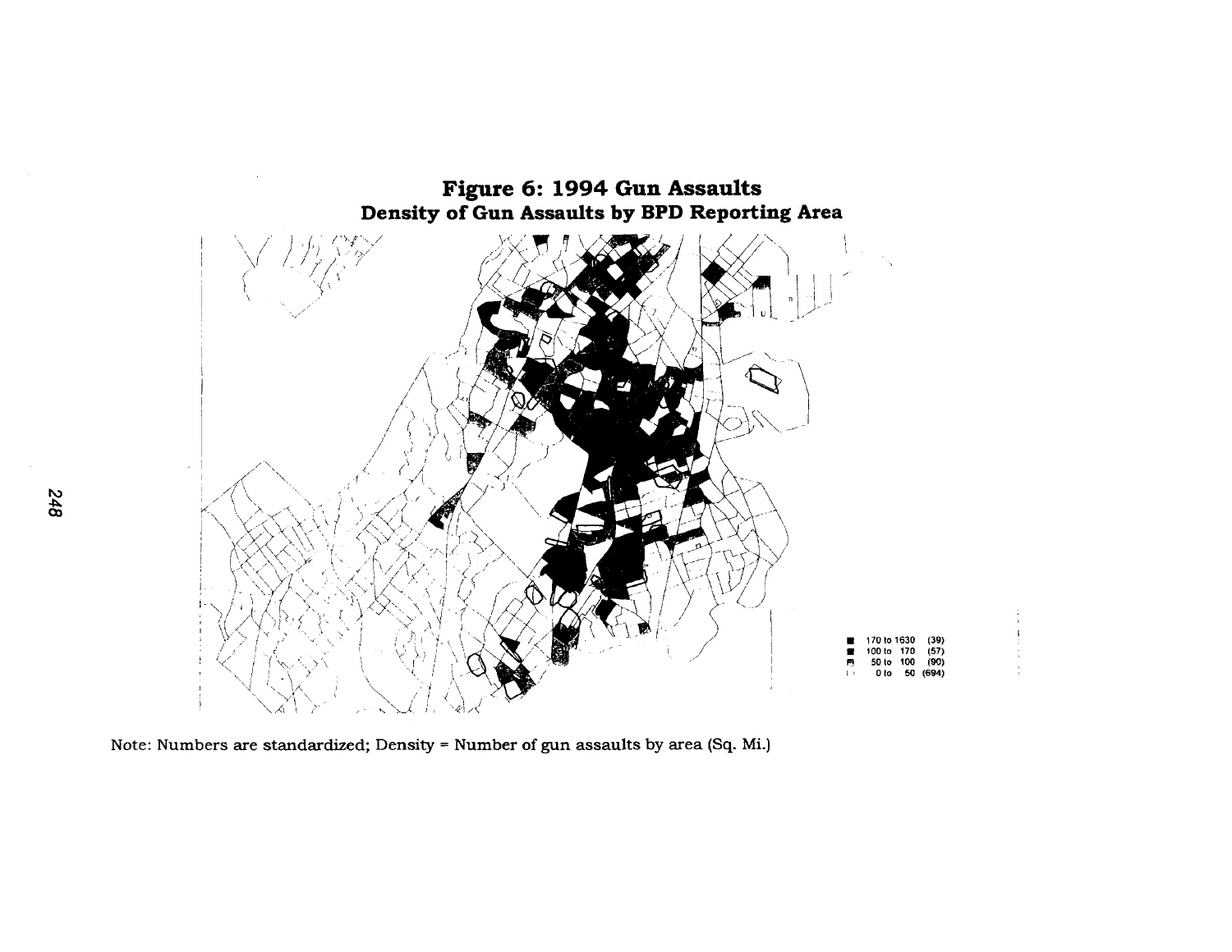## Figure 6: 1994 Gun Assaults
### Density of Gun Assaults by BPD Reporting Area

| Legend | |
|---|---|
| 170 to 1630 | (39) |
| 100 to 170 | (57) |
| 50 to 100 | (90) |
| 0 to 50 | (694) |

Note: Numbers are standardized; Density = Number of gun assaults by area (Sq. Mi.)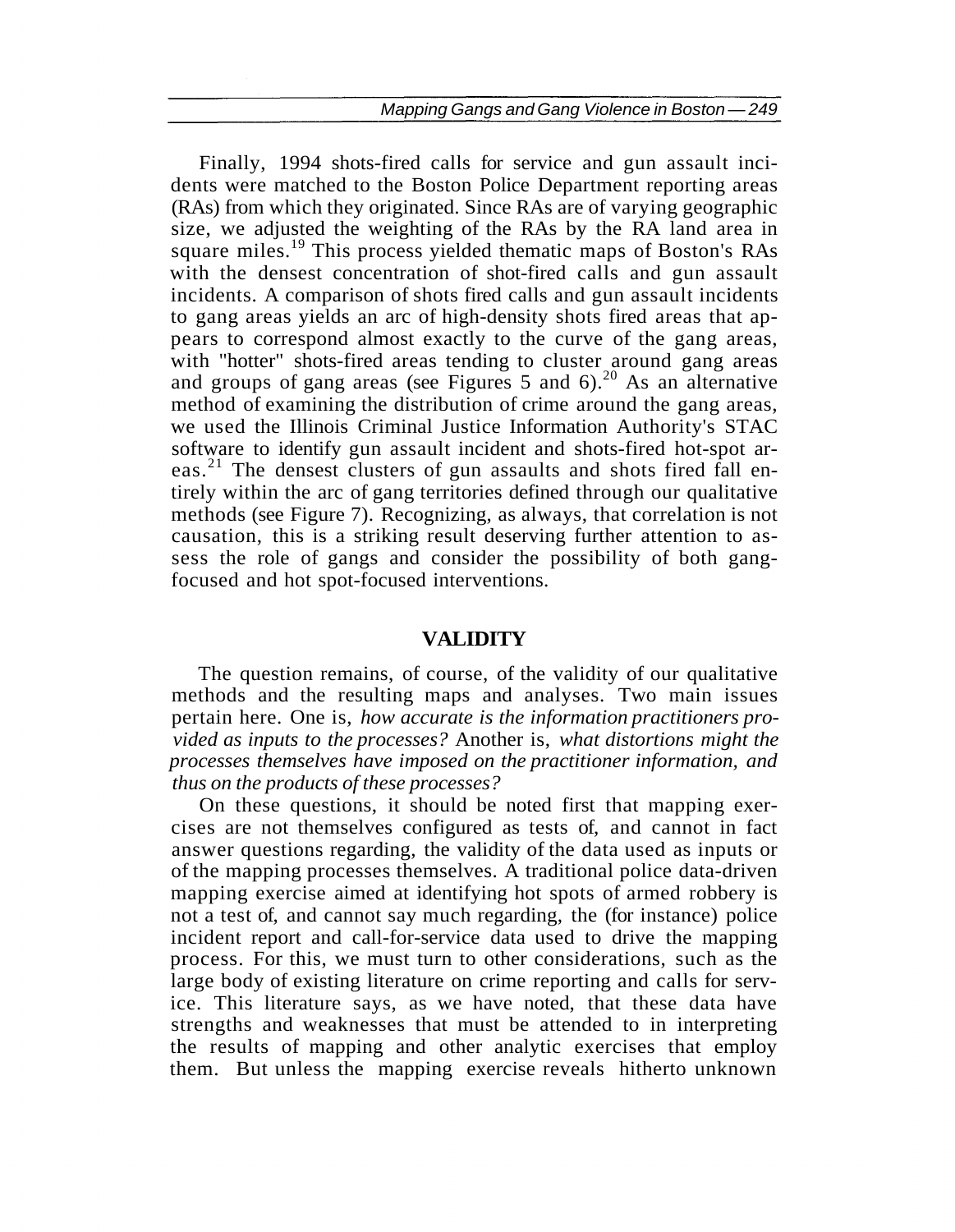Finally, 1994 shots-fired calls for service and gun assault incidents were matched to the Boston Police Department reporting areas (RAs) from which they originated. Since RAs are of varying geographic size, we adjusted the weighting of the RAs by the RA land area in square miles.[19] This process yielded thematic maps of Boston's RAs with the densest concentration of shot-fired calls and gun assault incidents. A comparison of shots fired calls and gun assault incidents to gang areas yields an arc of high-density shots fired areas that appears to correspond almost exactly to the curve of the gang areas, with "hotter" shots-fired areas tending to cluster around gang areas and groups of gang areas (see Figures 5 and 6).[20] As an alternative method of examining the distribution of crime around the gang areas, we used the Illinois Criminal Justice Information Authority's STAC software to identify gun assault incident and shots-fired hot-spot areas.[21] The densest clusters of gun assaults and shots fired fall entirely within the arc of gang territories defined through our qualitative methods (see Figure 7). Recognizing, as always, that correlation is not causation, this is a striking result deserving further attention to assess the role of gangs and consider the possibility of both gang-focused and hot spot-focused interventions.

## VALIDITY

The question remains, of course, of the validity of our qualitative methods and the resulting maps and analyses. Two main issues pertain here. One is, *how accurate is the information practitioners provided as inputs to the processes?* Another is, *what distortions might the processes themselves have imposed on the practitioner information, and thus on the products of these processes?*

On these questions, it should be noted first that mapping exercises are not themselves configured as tests of, and cannot in fact answer questions regarding, the validity of the data used as inputs or of the mapping processes themselves. A traditional police data-driven mapping exercise aimed at identifying hot spots of armed robbery is not a test of, and cannot say much regarding, the (for instance) police incident report and call-for-service data used to drive the mapping process. For this, we must turn to other considerations, such as the large body of existing literature on crime reporting and calls for service. This literature says, as we have noted, that these data have strengths and weaknesses that must be attended to in interpreting the results of mapping and other analytic exercises that employ them. But unless the mapping exercise reveals hitherto unknown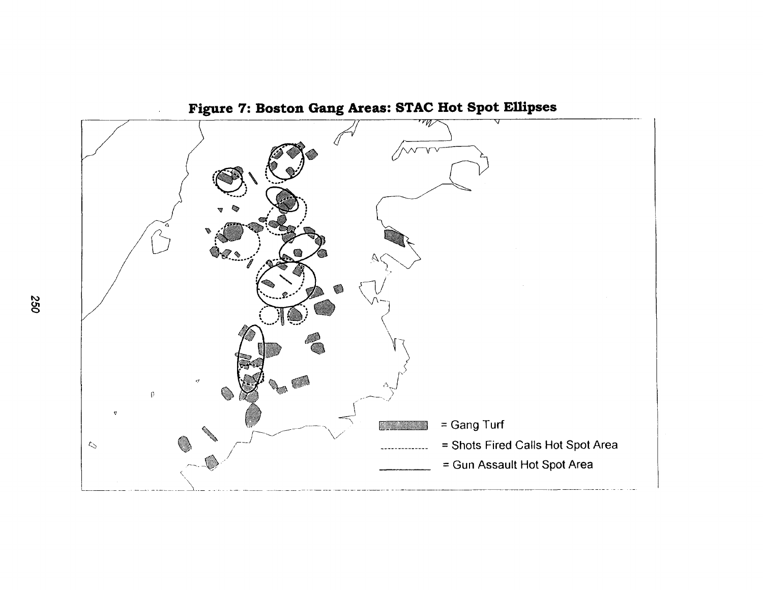**Figure 7: Boston Gang Areas: STAC Hot Spot Ellipses**

= Gang Turf

= Shots Fired Calls Hot Spot Area

= Gun Assault Hot Spot Area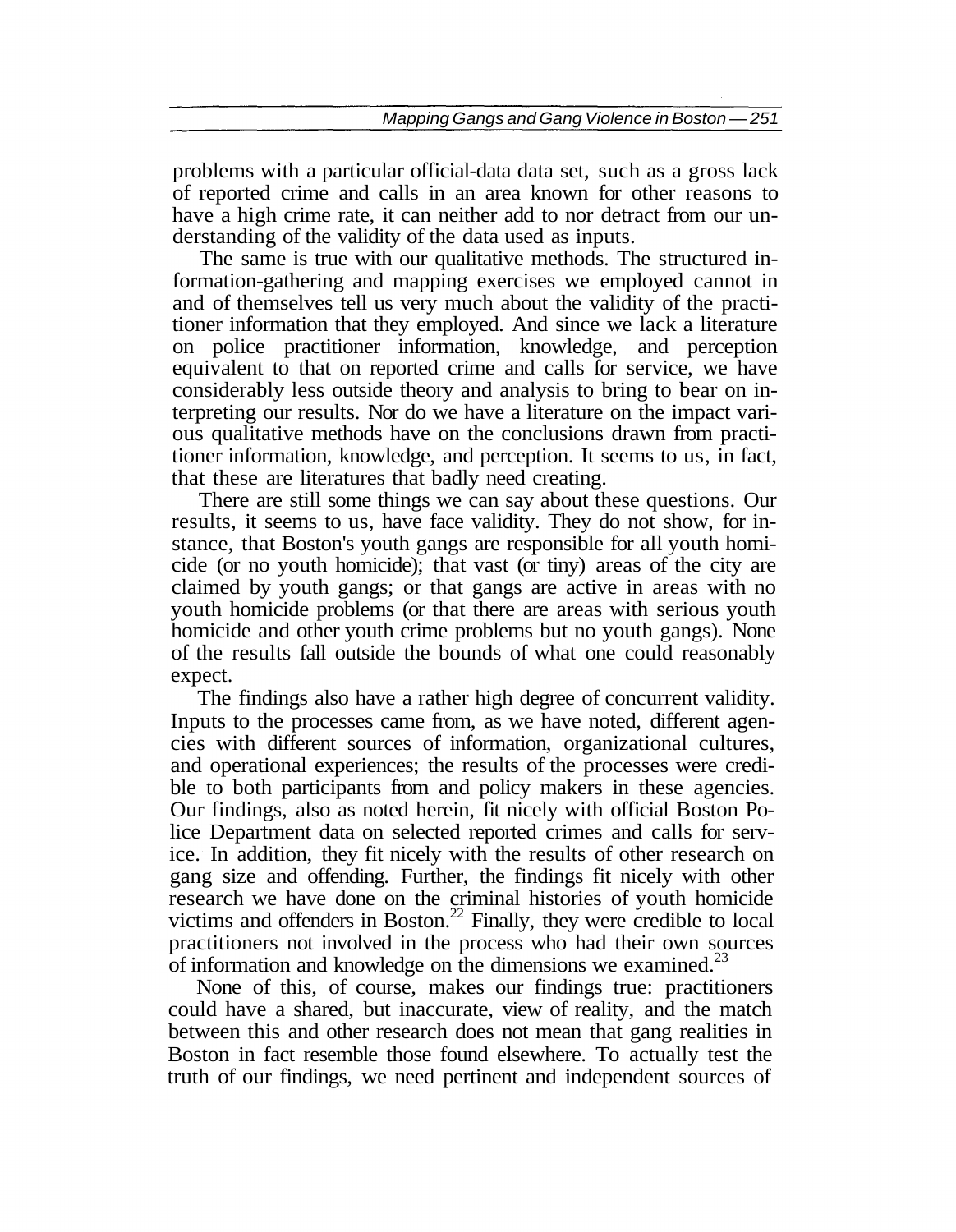problems with a particular official-data data set, such as a gross lack of reported crime and calls in an area known for other reasons to have a high crime rate, it can neither add to nor detract from our understanding of the validity of the data used as inputs.

The same is true with our qualitative methods. The structured information-gathering and mapping exercises we employed cannot in and of themselves tell us very much about the validity of the practitioner information that they employed. And since we lack a literature on police practitioner information, knowledge, and perception equivalent to that on reported crime and calls for service, we have considerably less outside theory and analysis to bring to bear on interpreting our results. Nor do we have a literature on the impact various qualitative methods have on the conclusions drawn from practitioner information, knowledge, and perception. It seems to us, in fact, that these are literatures that badly need creating.

There are still some things we can say about these questions. Our results, it seems to us, have face validity. They do not show, for instance, that Boston's youth gangs are responsible for all youth homicide (or no youth homicide); that vast (or tiny) areas of the city are claimed by youth gangs; or that gangs are active in areas with no youth homicide problems (or that there are areas with serious youth homicide and other youth crime problems but no youth gangs). None of the results fall outside the bounds of what one could reasonably expect.

The findings also have a rather high degree of concurrent validity. Inputs to the processes came from, as we have noted, different agencies with different sources of information, organizational cultures, and operational experiences; the results of the processes were credible to both participants from and policy makers in these agencies. Our findings, also as noted herein, fit nicely with official Boston Police Department data on selected reported crimes and calls for service. In addition, they fit nicely with the results of other research on gang size and offending. Further, the findings fit nicely with other research we have done on the criminal histories of youth homicide victims and offenders in Boston.[22] Finally, they were credible to local practitioners not involved in the process who had their own sources of information and knowledge on the dimensions we examined.[23]

None of this, of course, makes our findings true: practitioners could have a shared, but inaccurate, view of reality, and the match between this and other research does not mean that gang realities in Boston in fact resemble those found elsewhere. To actually test the truth of our findings, we need pertinent and independent sources of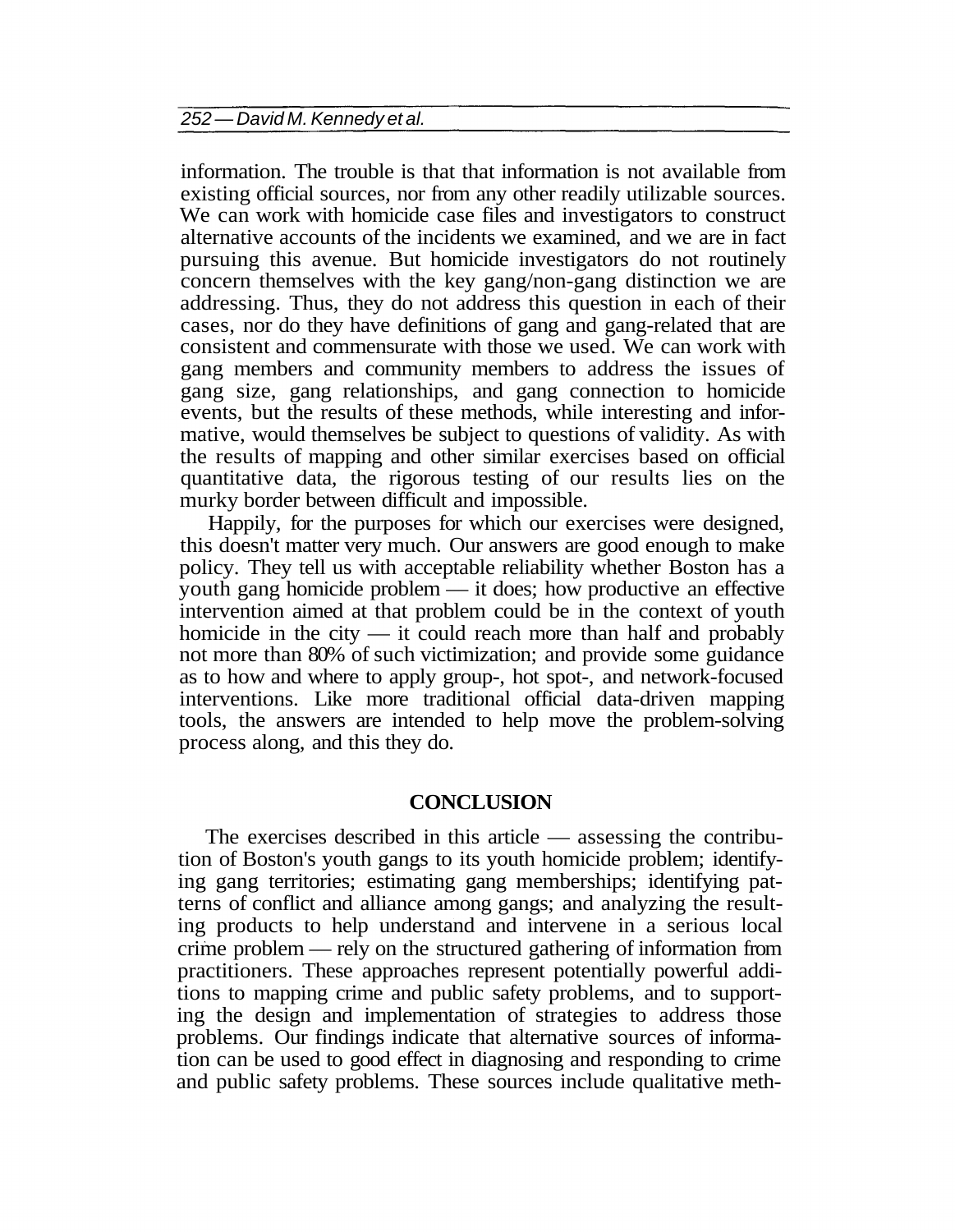information. The trouble is that that information is not available from existing official sources, nor from any other readily utilizable sources. We can work with homicide case files and investigators to construct alternative accounts of the incidents we examined, and we are in fact pursuing this avenue. But homicide investigators do not routinely concern themselves with the key gang/non-gang distinction we are addressing. Thus, they do not address this question in each of their cases, nor do they have definitions of gang and gang-related that are consistent and commensurate with those we used. We can work with gang members and community members to address the issues of gang size, gang relationships, and gang connection to homicide events, but the results of these methods, while interesting and informative, would themselves be subject to questions of validity. As with the results of mapping and other similar exercises based on official quantitative data, the rigorous testing of our results lies on the murky border between difficult and impossible.

Happily, for the purposes for which our exercises were designed, this doesn't matter very much. Our answers are good enough to make policy. They tell us with acceptable reliability whether Boston has a youth gang homicide problem — it does; how productive an effective intervention aimed at that problem could be in the context of youth homicide in the city — it could reach more than half and probably not more than 80% of such victimization; and provide some guidance as to how and where to apply group-, hot spot-, and network-focused interventions. Like more traditional official data-driven mapping tools, the answers are intended to help move the problem-solving process along, and this they do.

## CONCLUSION

The exercises described in this article — assessing the contribution of Boston's youth gangs to its youth homicide problem; identifying gang territories; estimating gang memberships; identifying patterns of conflict and alliance among gangs; and analyzing the resulting products to help understand and intervene in a serious local crime problem — rely on the structured gathering of information from practitioners. These approaches represent potentially powerful additions to mapping crime and public safety problems, and to supporting the design and implementation of strategies to address those problems. Our findings indicate that alternative sources of information can be used to good effect in diagnosing and responding to crime and public safety problems. These sources include qualitative meth-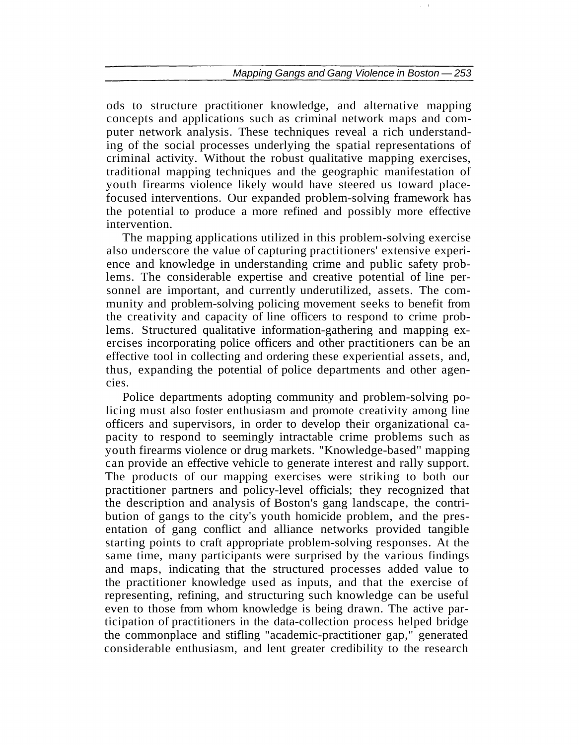ods to structure practitioner knowledge, and alternative mapping concepts and applications such as criminal network maps and computer network analysis. These techniques reveal a rich understanding of the social processes underlying the spatial representations of criminal activity. Without the robust qualitative mapping exercises, traditional mapping techniques and the geographic manifestation of youth firearms violence likely would have steered us toward place-focused interventions. Our expanded problem-solving framework has the potential to produce a more refined and possibly more effective intervention.

The mapping applications utilized in this problem-solving exercise also underscore the value of capturing practitioners' extensive experience and knowledge in understanding crime and public safety problems. The considerable expertise and creative potential of line personnel are important, and currently underutilized, assets. The community and problem-solving policing movement seeks to benefit from the creativity and capacity of line officers to respond to crime problems. Structured qualitative information-gathering and mapping exercises incorporating police officers and other practitioners can be an effective tool in collecting and ordering these experiential assets, and, thus, expanding the potential of police departments and other agencies.

Police departments adopting community and problem-solving policing must also foster enthusiasm and promote creativity among line officers and supervisors, in order to develop their organizational capacity to respond to seemingly intractable crime problems such as youth firearms violence or drug markets. "Knowledge-based" mapping can provide an effective vehicle to generate interest and rally support. The products of our mapping exercises were striking to both our practitioner partners and policy-level officials; they recognized that the description and analysis of Boston's gang landscape, the contribution of gangs to the city's youth homicide problem, and the presentation of gang conflict and alliance networks provided tangible starting points to craft appropriate problem-solving responses. At the same time, many participants were surprised by the various findings and maps, indicating that the structured processes added value to the practitioner knowledge used as inputs, and that the exercise of representing, refining, and structuring such knowledge can be useful even to those from whom knowledge is being drawn. The active participation of practitioners in the data-collection process helped bridge the commonplace and stifling "academic-practitioner gap," generated considerable enthusiasm, and lent greater credibility to the research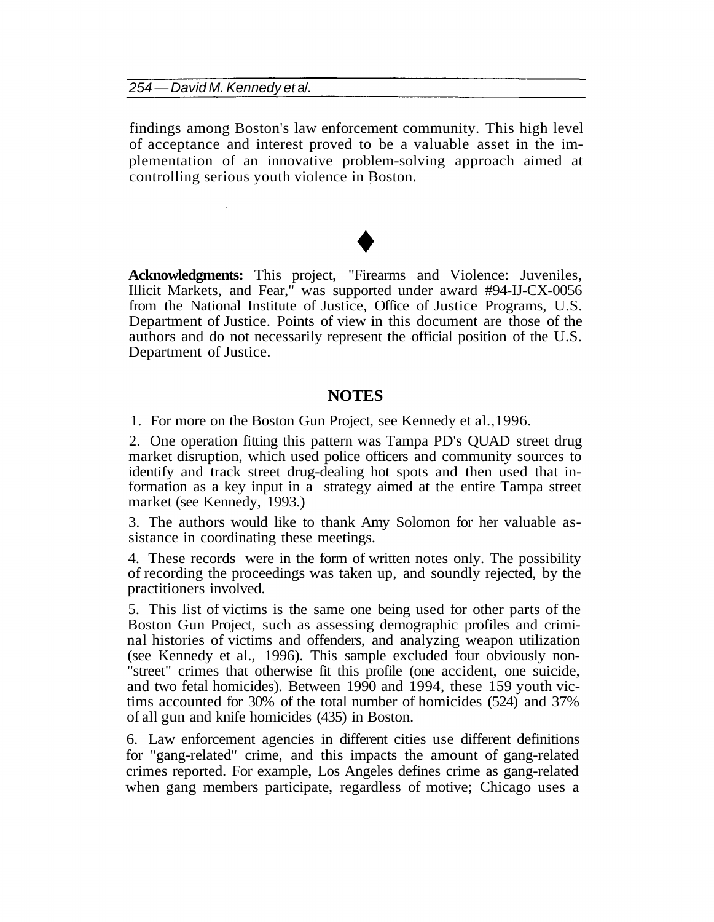findings among Boston's law enforcement community. This high level of acceptance and interest proved to be a valuable asset in the implementation of an innovative problem-solving approach aimed at controlling serious youth violence in Boston.

♦

**Acknowledgments:** This project, "Firearms and Violence: Juveniles, Illicit Markets, and Fear," was supported under award #94-IJ-CX-0056 from the National Institute of Justice, Office of Justice Programs, U.S. Department of Justice. Points of view in this document are those of the authors and do not necessarily represent the official position of the U.S. Department of Justice.

## NOTES

1. For more on the Boston Gun Project, see Kennedy et al.,1996.

2. One operation fitting this pattern was Tampa PD's QUAD street drug market disruption, which used police officers and community sources to identify and track street drug-dealing hot spots and then used that information as a key input in a strategy aimed at the entire Tampa street market (see Kennedy, 1993.)

3. The authors would like to thank Amy Solomon for her valuable assistance in coordinating these meetings.

4. These records were in the form of written notes only. The possibility of recording the proceedings was taken up, and soundly rejected, by the practitioners involved.

5. This list of victims is the same one being used for other parts of the Boston Gun Project, such as assessing demographic profiles and criminal histories of victims and offenders, and analyzing weapon utilization (see Kennedy et al., 1996). This sample excluded four obviously non-"street" crimes that otherwise fit this profile (one accident, one suicide, and two fetal homicides). Between 1990 and 1994, these 159 youth victims accounted for 30% of the total number of homicides (524) and 37% of all gun and knife homicides (435) in Boston.

6. Law enforcement agencies in different cities use different definitions for "gang-related" crime, and this impacts the amount of gang-related crimes reported. For example, Los Angeles defines crime as gang-related when gang members participate, regardless of motive; Chicago uses a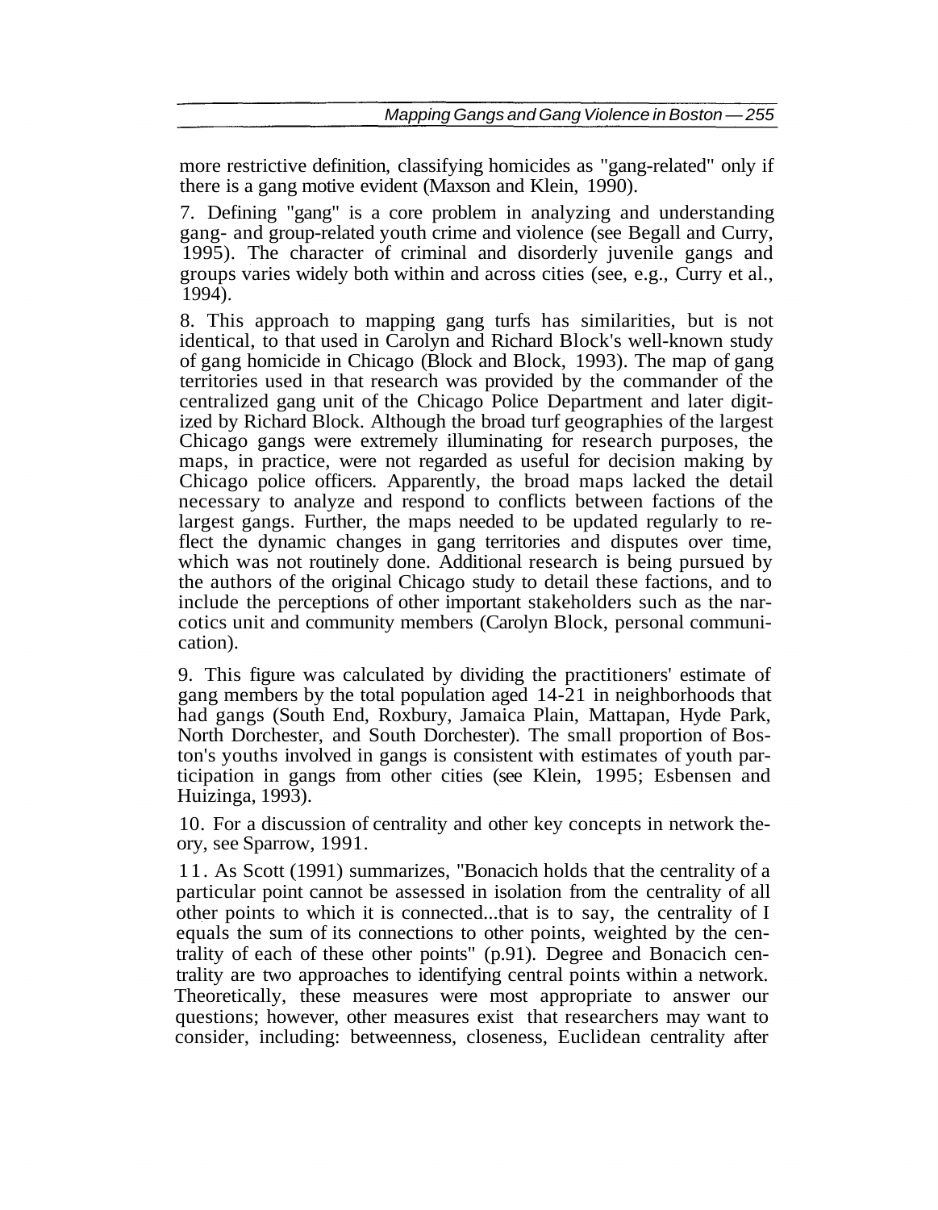more restrictive definition, classifying homicides as "gang-related" only if there is a gang motive evident (Maxson and Klein, 1990).

7. Defining "gang" is a core problem in analyzing and understanding gang- and group-related youth crime and violence (see Begall and Curry, 1995). The character of criminal and disorderly juvenile gangs and groups varies widely both within and across cities (see, e.g., Curry et al., 1994).

8. This approach to mapping gang turfs has similarities, but is not identical, to that used in Carolyn and Richard Block's well-known study of gang homicide in Chicago (Block and Block, 1993). The map of gang territories used in that research was provided by the commander of the centralized gang unit of the Chicago Police Department and later digitized by Richard Block. Although the broad turf geographies of the largest Chicago gangs were extremely illuminating for research purposes, the maps, in practice, were not regarded as useful for decision making by Chicago police officers. Apparently, the broad maps lacked the detail necessary to analyze and respond to conflicts between factions of the largest gangs. Further, the maps needed to be updated regularly to reflect the dynamic changes in gang territories and disputes over time, which was not routinely done. Additional research is being pursued by the authors of the original Chicago study to detail these factions, and to include the perceptions of other important stakeholders such as the narcotics unit and community members (Carolyn Block, personal communication).

9. This figure was calculated by dividing the practitioners' estimate of gang members by the total population aged 14-21 in neighborhoods that had gangs (South End, Roxbury, Jamaica Plain, Mattapan, Hyde Park, North Dorchester, and South Dorchester). The small proportion of Boston's youths involved in gangs is consistent with estimates of youth participation in gangs from other cities (see Klein, 1995; Esbensen and Huizinga, 1993).

10. For a discussion of centrality and other key concepts in network theory, see Sparrow, 1991.

11. As Scott (1991) summarizes, "Bonacich holds that the centrality of a particular point cannot be assessed in isolation from the centrality of all other points to which it is connected...that is to say, the centrality of I equals the sum of its connections to other points, weighted by the centrality of each of these other points" (p.91). Degree and Bonacich centrality are two approaches to identifying central points within a network. Theoretically, these measures were most appropriate to answer our questions; however, other measures exist that researchers may want to consider, including: betweenness, closeness, Euclidean centrality after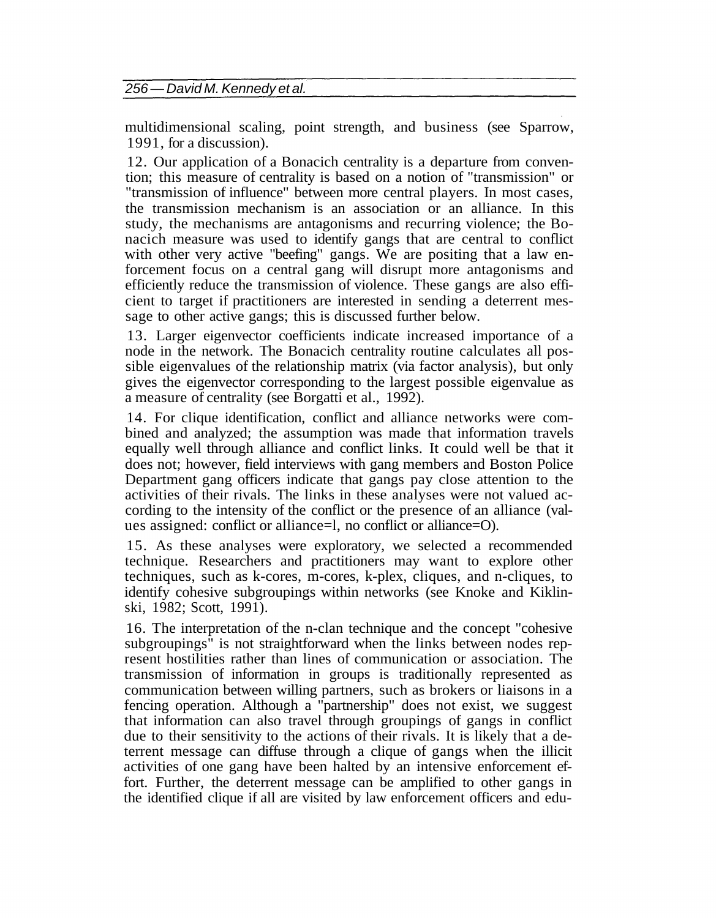multidimensional scaling, point strength, and business (see Sparrow, 1991, for a discussion).

12. Our application of a Bonacich centrality is a departure from convention; this measure of centrality is based on a notion of "transmission" or "transmission of influence" between more central players. In most cases, the transmission mechanism is an association or an alliance. In this study, the mechanisms are antagonisms and recurring violence; the Bonacich measure was used to identify gangs that are central to conflict with other very active "beefing" gangs. We are positing that a law enforcement focus on a central gang will disrupt more antagonisms and efficiently reduce the transmission of violence. These gangs are also efficient to target if practitioners are interested in sending a deterrent message to other active gangs; this is discussed further below.

13. Larger eigenvector coefficients indicate increased importance of a node in the network. The Bonacich centrality routine calculates all possible eigenvalues of the relationship matrix (via factor analysis), but only gives the eigenvector corresponding to the largest possible eigenvalue as a measure of centrality (see Borgatti et al., 1992).

14. For clique identification, conflict and alliance networks were combined and analyzed; the assumption was made that information travels equally well through alliance and conflict links. It could well be that it does not; however, field interviews with gang members and Boston Police Department gang officers indicate that gangs pay close attention to the activities of their rivals. The links in these analyses were not valued according to the intensity of the conflict or the presence of an alliance (values assigned: conflict or alliance=1, no conflict or alliance=0).

15. As these analyses were exploratory, we selected a recommended technique. Researchers and practitioners may want to explore other techniques, such as k-cores, m-cores, k-plex, cliques, and n-cliques, to identify cohesive subgroupings within networks (see Knoke and Kiklinski, 1982; Scott, 1991).

16. The interpretation of the n-clan technique and the concept "cohesive subgroupings" is not straightforward when the links between nodes represent hostilities rather than lines of communication or association. The transmission of information in groups is traditionally represented as communication between willing partners, such as brokers or liaisons in a fencing operation. Although a "partnership" does not exist, we suggest that information can also travel through groupings of gangs in conflict due to their sensitivity to the actions of their rivals. It is likely that a deterrent message can diffuse through a clique of gangs when the illicit activities of one gang have been halted by an intensive enforcement effort. Further, the deterrent message can be amplified to other gangs in the identified clique if all are visited by law enforcement officers and edu-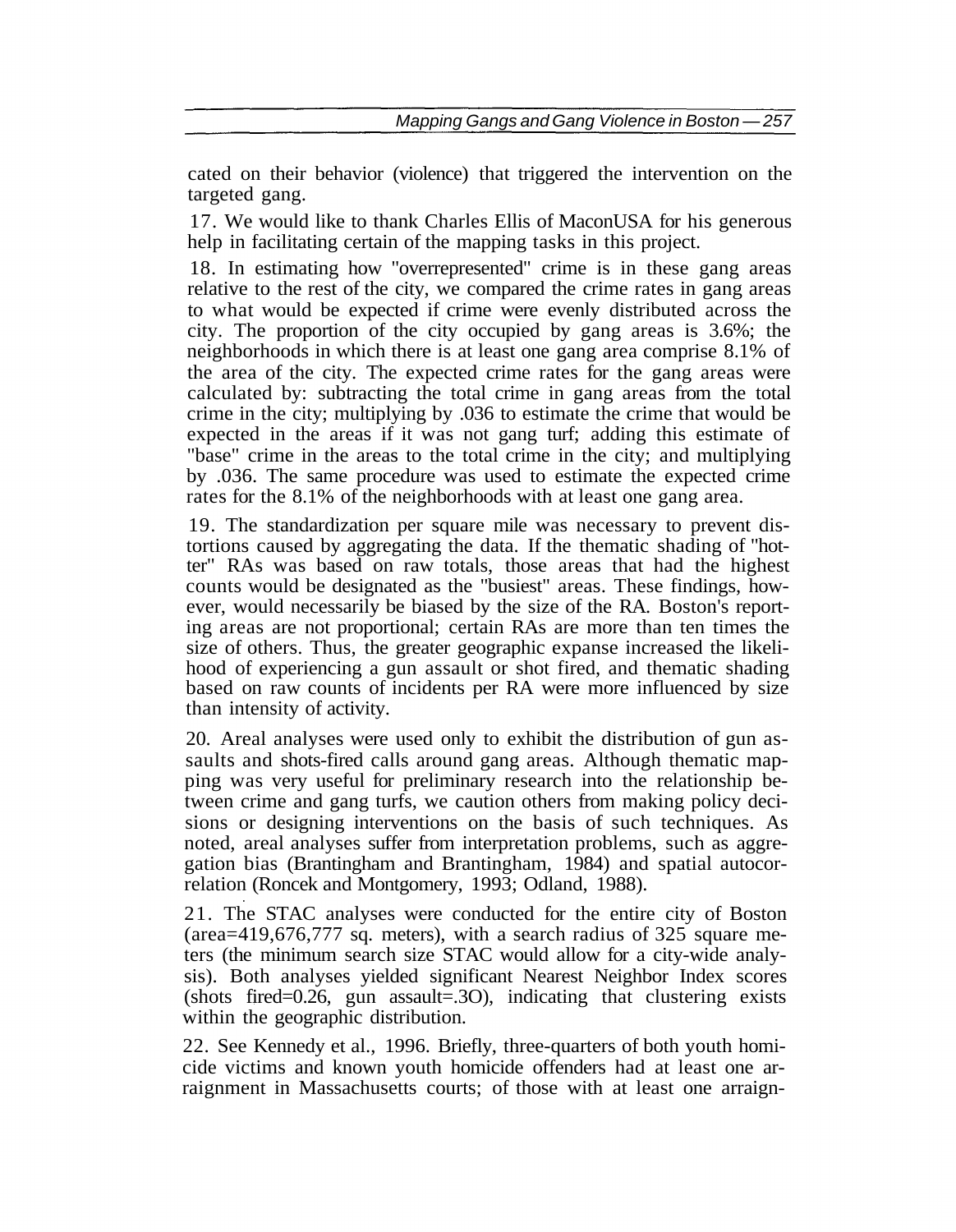cated on their behavior (violence) that triggered the intervention on the targeted gang.

17. We would like to thank Charles Ellis of MaconUSA for his generous help in facilitating certain of the mapping tasks in this project.

18. In estimating how "overrepresented" crime is in these gang areas relative to the rest of the city, we compared the crime rates in gang areas to what would be expected if crime were evenly distributed across the city. The proportion of the city occupied by gang areas is 3.6%; the neighborhoods in which there is at least one gang area comprise 8.1% of the area of the city. The expected crime rates for the gang areas were calculated by: subtracting the total crime in gang areas from the total crime in the city; multiplying by .036 to estimate the crime that would be expected in the areas if it was not gang turf; adding this estimate of "base" crime in the areas to the total crime in the city; and multiplying by .036. The same procedure was used to estimate the expected crime rates for the 8.1% of the neighborhoods with at least one gang area.

19. The standardization per square mile was necessary to prevent distortions caused by aggregating the data. If the thematic shading of "hotter" RAs was based on raw totals, those areas that had the highest counts would be designated as the "busiest" areas. These findings, however, would necessarily be biased by the size of the RA. Boston's reporting areas are not proportional; certain RAs are more than ten times the size of others. Thus, the greater geographic expanse increased the likelihood of experiencing a gun assault or shot fired, and thematic shading based on raw counts of incidents per RA were more influenced by size than intensity of activity.

20. Areal analyses were used only to exhibit the distribution of gun assaults and shots-fired calls around gang areas. Although thematic mapping was very useful for preliminary research into the relationship between crime and gang turfs, we caution others from making policy decisions or designing interventions on the basis of such techniques. As noted, areal analyses suffer from interpretation problems, such as aggregation bias (Brantingham and Brantingham, 1984) and spatial autocorrelation (Roncek and Montgomery, 1993; Odland, 1988).

21. The STAC analyses were conducted for the entire city of Boston (area=419,676,777 sq. meters), with a search radius of 325 square meters (the minimum search size STAC would allow for a city-wide analysis). Both analyses yielded significant Nearest Neighbor Index scores (shots fired=0.26, gun assault=.3O), indicating that clustering exists within the geographic distribution.

22. See Kennedy et al., 1996. Briefly, three-quarters of both youth homicide victims and known youth homicide offenders had at least one arraignment in Massachusetts courts; of those with at least one arraign-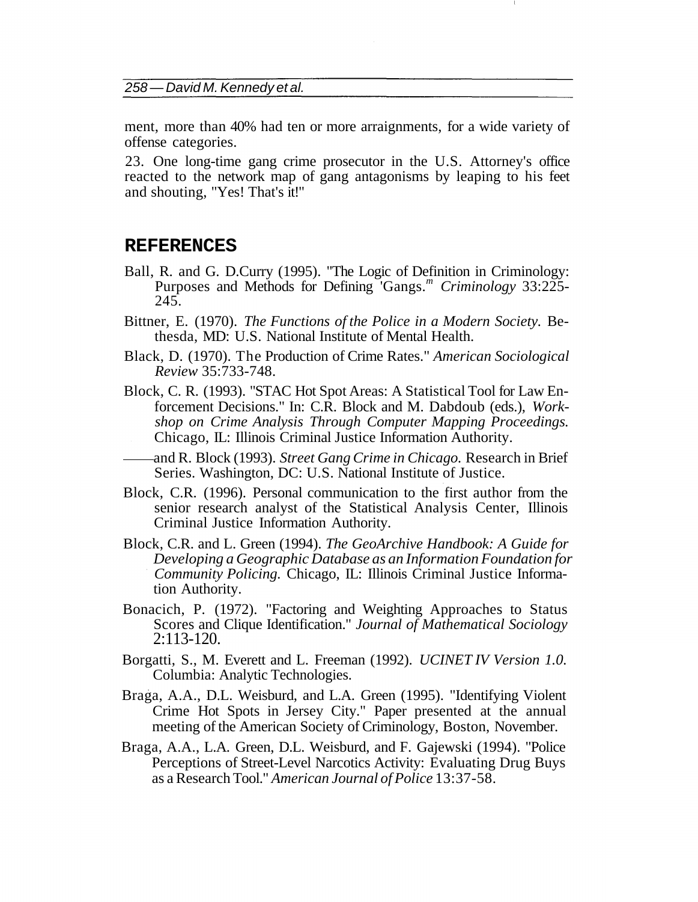ment, more than 40% had ten or more arraignments, for a wide variety of offense categories.

23. One long-time gang crime prosecutor in the U.S. Attorney's office reacted to the network map of gang antagonisms by leaping to his feet and shouting, "Yes! That's it!"

## REFERENCES

Ball, R. and G. D.Curry (1995). "The Logic of Definition in Criminology: Purposes and Methods for Defining 'Gangs." *Criminology* 33:225-245.

Bittner, E. (1970). *The Functions of the Police in a Modern Society.* Bethesda, MD: U.S. National Institute of Mental Health.

Black, D. (1970). The Production of Crime Rates." *American Sociological Review* 35:733-748.

Block, C. R. (1993). "STAC Hot Spot Areas: A Statistical Tool for Law Enforcement Decisions." In: C.R. Block and M. Dabdoub (eds.), *Workshop on Crime Analysis Through Computer Mapping Proceedings.* Chicago, IL: Illinois Criminal Justice Information Authority.

——and R. Block (1993). *Street Gang Crime in Chicago.* Research in Brief Series. Washington, DC: U.S. National Institute of Justice.

Block, C.R. (1996). Personal communication to the first author from the senior research analyst of the Statistical Analysis Center, Illinois Criminal Justice Information Authority.

Block, C.R. and L. Green (1994). *The GeoArchive Handbook: A Guide for Developing a Geographic Database as an Information Foundation for Community Policing.* Chicago, IL: Illinois Criminal Justice Information Authority.

Bonacich, P. (1972). "Factoring and Weighting Approaches to Status Scores and Clique Identification." *Journal of Mathematical Sociology* 2:113-120.

Borgatti, S., M. Everett and L. Freeman (1992). *UCINET IV Version 1.0.* Columbia: Analytic Technologies.

Braga, A.A., D.L. Weisburd, and L.A. Green (1995). "Identifying Violent Crime Hot Spots in Jersey City." Paper presented at the annual meeting of the American Society of Criminology, Boston, November.

Braga, A.A., L.A. Green, D.L. Weisburd, and F. Gajewski (1994). "Police Perceptions of Street-Level Narcotics Activity: Evaluating Drug Buys as a Research Tool." *American Journal of Police* 13:37-58.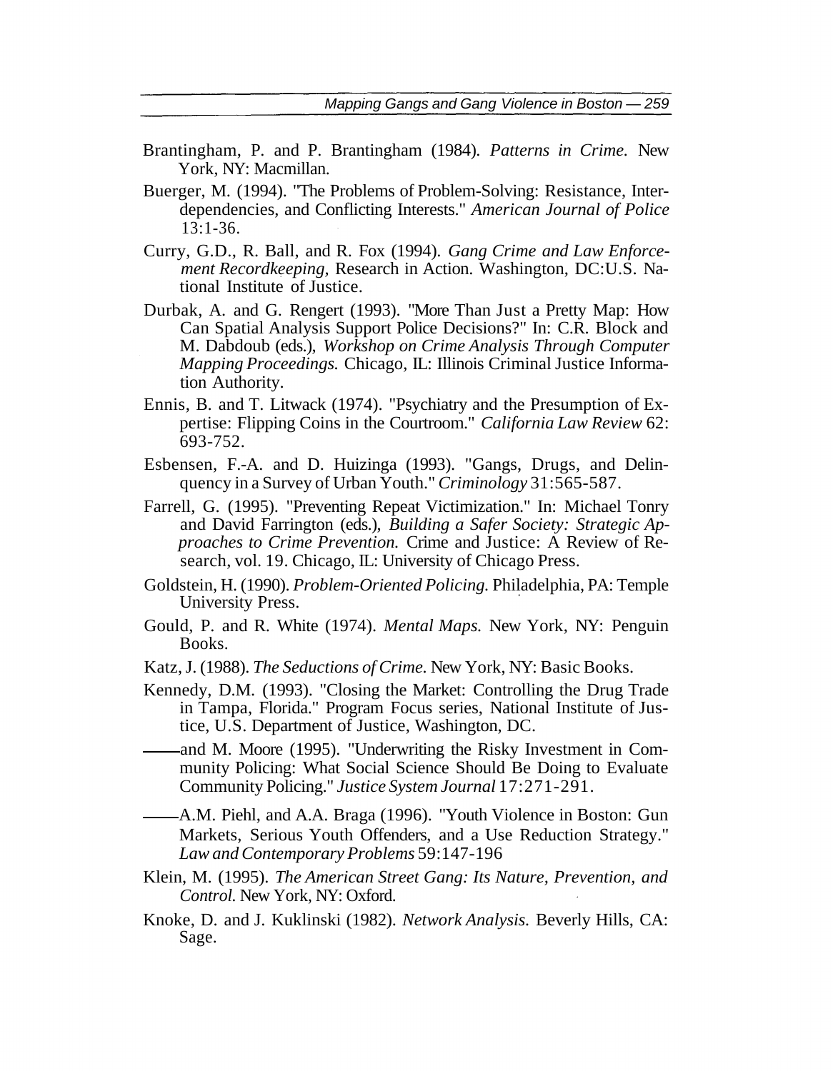Brantingham, P. and P. Brantingham (1984). *Patterns in Crime.* New York, NY: Macmillan.

Buerger, M. (1994). "The Problems of Problem-Solving: Resistance, Interdependencies, and Conflicting Interests." *American Journal of Police* 13:1-36.

Curry, G.D., R. Ball, and R. Fox (1994). *Gang Crime and Law Enforcement Recordkeeping,* Research in Action. Washington, DC:U.S. National Institute of Justice.

Durbak, A. and G. Rengert (1993). "More Than Just a Pretty Map: How Can Spatial Analysis Support Police Decisions?" In: C.R. Block and M. Dabdoub (eds.), *Workshop on Crime Analysis Through Computer Mapping Proceedings.* Chicago, IL: Illinois Criminal Justice Information Authority.

Ennis, B. and T. Litwack (1974). "Psychiatry and the Presumption of Expertise: Flipping Coins in the Courtroom." *California Law Review* 62: 693-752.

Esbensen, F.-A. and D. Huizinga (1993). "Gangs, Drugs, and Delinquency in a Survey of Urban Youth." *Criminology* 31:565-587.

Farrell, G. (1995). "Preventing Repeat Victimization." In: Michael Tonry and David Farrington (eds.), *Building a Safer Society: Strategic Approaches to Crime Prevention.* Crime and Justice: A Review of Research, vol. 19. Chicago, IL: University of Chicago Press.

Goldstein, H. (1990). *Problem-Oriented Policing.* Philadelphia, PA: Temple University Press.

Gould, P. and R. White (1974). *Mental Maps.* New York, NY: Penguin Books.

Katz, J. (1988). *The Seductions of Crime.* New York, NY: Basic Books.

Kennedy, D.M. (1993). "Closing the Market: Controlling the Drug Trade in Tampa, Florida." Program Focus series, National Institute of Justice, U.S. Department of Justice, Washington, DC.

——and M. Moore (1995). "Underwriting the Risky Investment in Community Policing: What Social Science Should Be Doing to Evaluate Community Policing." *Justice System Journal* 17:271-291.

——A.M. Piehl, and A.A. Braga (1996). "Youth Violence in Boston: Gun Markets, Serious Youth Offenders, and a Use Reduction Strategy." *Law and Contemporary Problems* 59:147-196

Klein, M. (1995). *The American Street Gang: Its Nature, Prevention, and Control.* New York, NY: Oxford.

Knoke, D. and J. Kuklinski (1982). *Network Analysis.* Beverly Hills, CA: Sage.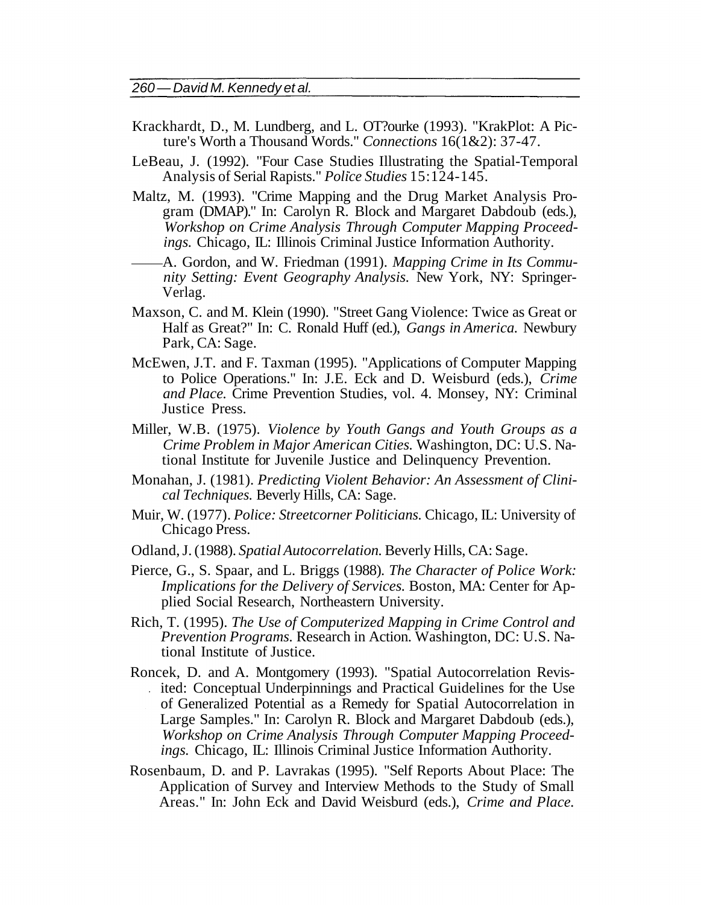Krackhardt, D., M. Lundberg, and L. OT?ourke (1993). "KrakPlot: A Picture's Worth a Thousand Words." *Connections* 16(1&2): 37-47.

LeBeau, J. (1992). "Four Case Studies Illustrating the Spatial-Temporal Analysis of Serial Rapists." *Police Studies* 15:124-145.

Maltz, M. (1993). "Crime Mapping and the Drug Market Analysis Program (DMAP)." In: Carolyn R. Block and Margaret Dabdoub (eds.), *Workshop on Crime Analysis Through Computer Mapping Proceedings.* Chicago, IL: Illinois Criminal Justice Information Authority.

——A. Gordon, and W. Friedman (1991). *Mapping Crime in Its Community Setting: Event Geography Analysis.* New York, NY: Springer-Verlag.

Maxson, C. and M. Klein (1990). "Street Gang Violence: Twice as Great or Half as Great?" In: C. Ronald Huff (ed.), *Gangs in America.* Newbury Park, CA: Sage.

McEwen, J.T. and F. Taxman (1995). "Applications of Computer Mapping to Police Operations." In: J.E. Eck and D. Weisburd (eds.), *Crime and Place.* Crime Prevention Studies, vol. 4. Monsey, NY: Criminal Justice Press.

Miller, W.B. (1975). *Violence by Youth Gangs and Youth Groups as a Crime Problem in Major American Cities.* Washington, DC: U.S. National Institute for Juvenile Justice and Delinquency Prevention.

Monahan, J. (1981). *Predicting Violent Behavior: An Assessment of Clinical Techniques.* Beverly Hills, CA: Sage.

Muir, W. (1977). *Police: Streetcorner Politicians.* Chicago, IL: University of Chicago Press.

Odland, J. (1988). *Spatial Autocorrelation.* Beverly Hills, CA: Sage.

Pierce, G., S. Spaar, and L. Briggs (1988). *The Character of Police Work: Implications for the Delivery of Services.* Boston, MA: Center for Applied Social Research, Northeastern University.

Rich, T. (1995). *The Use of Computerized Mapping in Crime Control and Prevention Programs.* Research in Action. Washington, DC: U.S. National Institute of Justice.

Roncek, D. and A. Montgomery (1993). "Spatial Autocorrelation Revisited: Conceptual Underpinnings and Practical Guidelines for the Use of Generalized Potential as a Remedy for Spatial Autocorrelation in Large Samples." In: Carolyn R. Block and Margaret Dabdoub (eds.), *Workshop on Crime Analysis Through Computer Mapping Proceedings.* Chicago, IL: Illinois Criminal Justice Information Authority.

Rosenbaum, D. and P. Lavrakas (1995). "Self Reports About Place: The Application of Survey and Interview Methods to the Study of Small Areas." In: John Eck and David Weisburd (eds.), *Crime and Place.*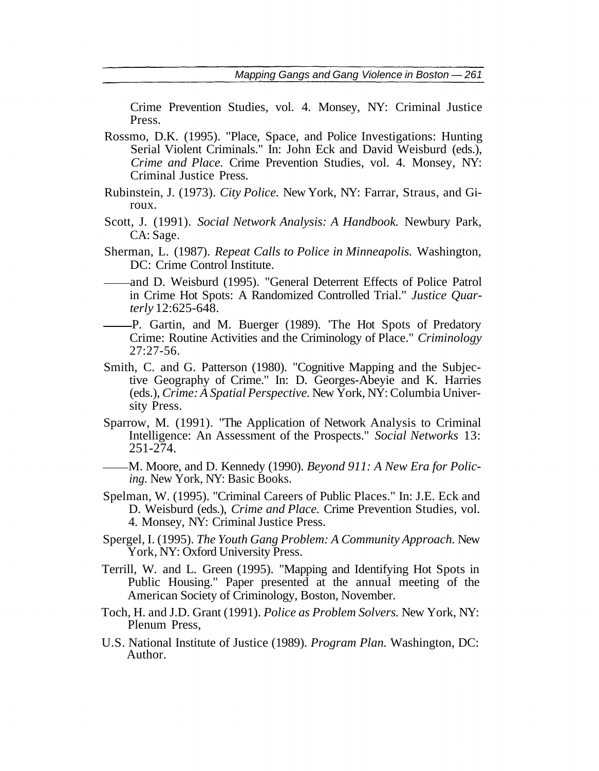Crime Prevention Studies, vol. 4. Monsey, NY: Criminal Justice Press.

Rossmo, D.K. (1995). "Place, Space, and Police Investigations: Hunting Serial Violent Criminals." In: John Eck and David Weisburd (eds.), *Crime and Place.* Crime Prevention Studies, vol. 4. Monsey, NY: Criminal Justice Press.

Rubinstein, J. (1973). *City Police.* New York, NY: Farrar, Straus, and Giroux.

Scott, J. (1991). *Social Network Analysis: A Handbook.* Newbury Park, CA: Sage.

Sherman, L. (1987). *Repeat Calls to Police in Minneapolis.* Washington, DC: Crime Control Institute.

——and D. Weisburd (1995). "General Deterrent Effects of Police Patrol in Crime Hot Spots: A Randomized Controlled Trial." *Justice Quarterly* 12:625-648.

——P. Gartin, and M. Buerger (1989). 'The Hot Spots of Predatory Crime: Routine Activities and the Criminology of Place." *Criminology* 27:27-56.

Smith, C. and G. Patterson (1980). "Cognitive Mapping and the Subjective Geography of Crime." In: D. Georges-Abeyie and K. Harries (eds.), *Crime: A Spatial Perspective.* New York, NY: Columbia University Press.

Sparrow, M. (1991). "The Application of Network Analysis to Criminal Intelligence: An Assessment of the Prospects." *Social Networks* 13: 251-274.

——M. Moore, and D. Kennedy (1990). *Beyond 911: A New Era for Policing.* New York, NY: Basic Books.

Spelman, W. (1995). "Criminal Careers of Public Places." In: J.E. Eck and D. Weisburd (eds.), *Crime and Place.* Crime Prevention Studies, vol. 4. Monsey, NY: Criminal Justice Press.

Spergel, I. (1995). *The Youth Gang Problem: A Community Approach.* New York, NY: Oxford University Press.

Terrill, W. and L. Green (1995). "Mapping and Identifying Hot Spots in Public Housing." Paper presented at the annual meeting of the American Society of Criminology, Boston, November.

Toch, H. and J.D. Grant (1991). *Police as Problem Solvers.* New York, NY: Plenum Press,

U.S. National Institute of Justice (1989). *Program Plan.* Washington, DC: Author.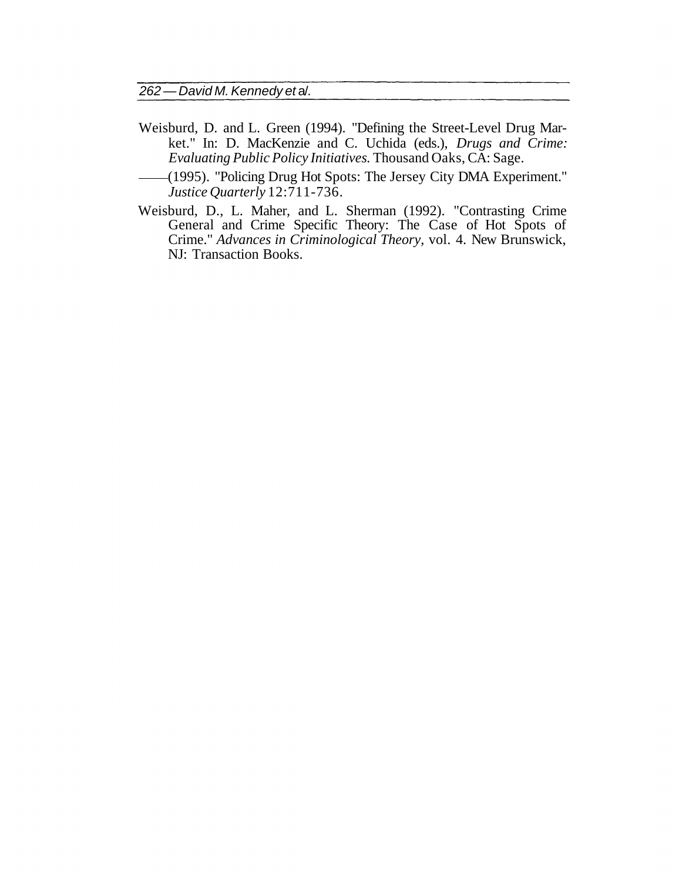Weisburd, D. and L. Green (1994). "Defining the Street-Level Drug Market." In: D. MacKenzie and C. Uchida (eds.), *Drugs and Crime: Evaluating Public Policy Initiatives.* Thousand Oaks, CA: Sage.

——(1995). "Policing Drug Hot Spots: The Jersey City DMA Experiment." *Justice Quarterly* 12:711-736.

Weisburd, D., L. Maher, and L. Sherman (1992). "Contrasting Crime General and Crime Specific Theory: The Case of Hot Spots of Crime." *Advances in Criminological Theory,* vol. 4. New Brunswick, NJ: Transaction Books.